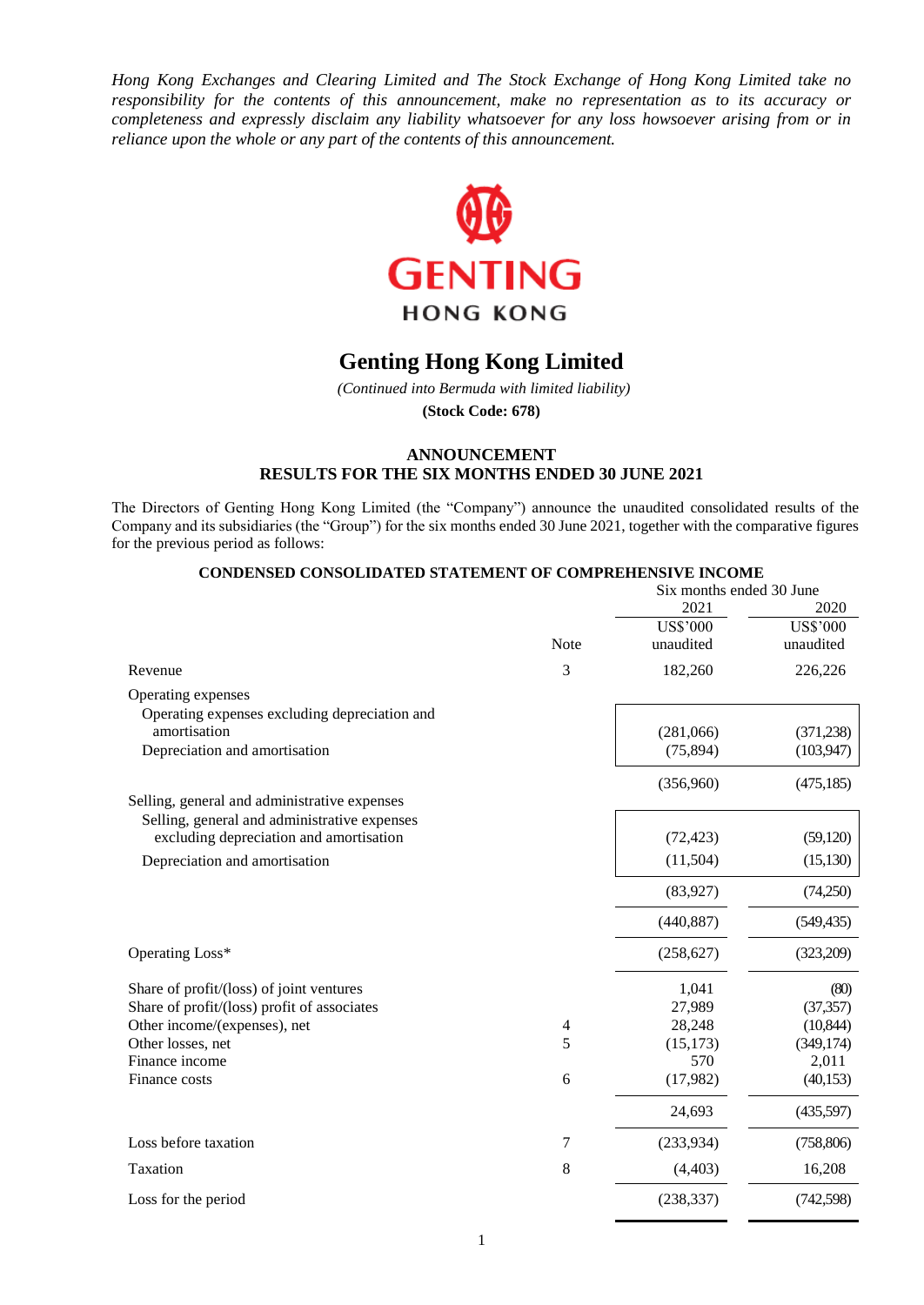*Hong Kong Exchanges and Clearing Limited and The Stock Exchange of Hong Kong Limited take no responsibility for the contents of this announcement, make no representation as to its accuracy or completeness and expressly disclaim any liability whatsoever for any loss howsoever arising from or in reliance upon the whole or any part of the contents of this announcement.*

GENTING HONG KONG

# Genting Hong Kong Limited

*(Continued into Bermuda with limited liability)*

**(Stock Code: 678)**

## ANNOUNCEMENT
## RESULTS FOR THE SIX MONTHS ENDED 30 JUNE 2021

The Directors of Genting Hong Kong Limited (the "Company") announce the unaudited consolidated results of the Company and its subsidiaries (the "Group") for the six months ended 30 June 2021, together with the comparative figures for the previous period as follows:

### CONDENSED CONSOLIDATED STATEMENT OF COMPREHENSIVE INCOME

| | Note | Six months ended 30 June 2021 US$'000 unaudited | Six months ended 30 June 2020 US$'000 unaudited |
|---|---|---|---|
| Revenue | 3 | 182,260 | 226,226 |
| Operating expenses | | | |
| Operating expenses excluding depreciation and amortisation | | (281,066) | (371,238) |
| Depreciation and amortisation | | (75,894) | (103,947) |
| | | (356,960) | (475,185) |
| Selling, general and administrative expenses | | | |
| Selling, general and administrative expenses excluding depreciation and amortisation | | (72,423) | (59,120) |
| Depreciation and amortisation | | (11,504) | (15,130) |
| | | (83,927) | (74,250) |
| | | (440,887) | (549,435) |
| Operating Loss* | | (258,627) | (323,209) |
| Share of profit/(loss) of joint ventures | | 1,041 | (80) |
| Share of profit/(loss) profit of associates | | 27,989 | (37,357) |
| Other income/(expenses), net | 4 | 28,248 | (10,844) |
| Other losses, net | 5 | (15,173) | (349,174) |
| Finance income | | 570 | 2,011 |
| Finance costs | 6 | (17,982) | (40,153) |
| | | 24,693 | (435,597) |
| Loss before taxation | 7 | (233,934) | (758,806) |
| Taxation | 8 | (4,403) | 16,208 |
| Loss for the period | | (238,337) | (742,598) |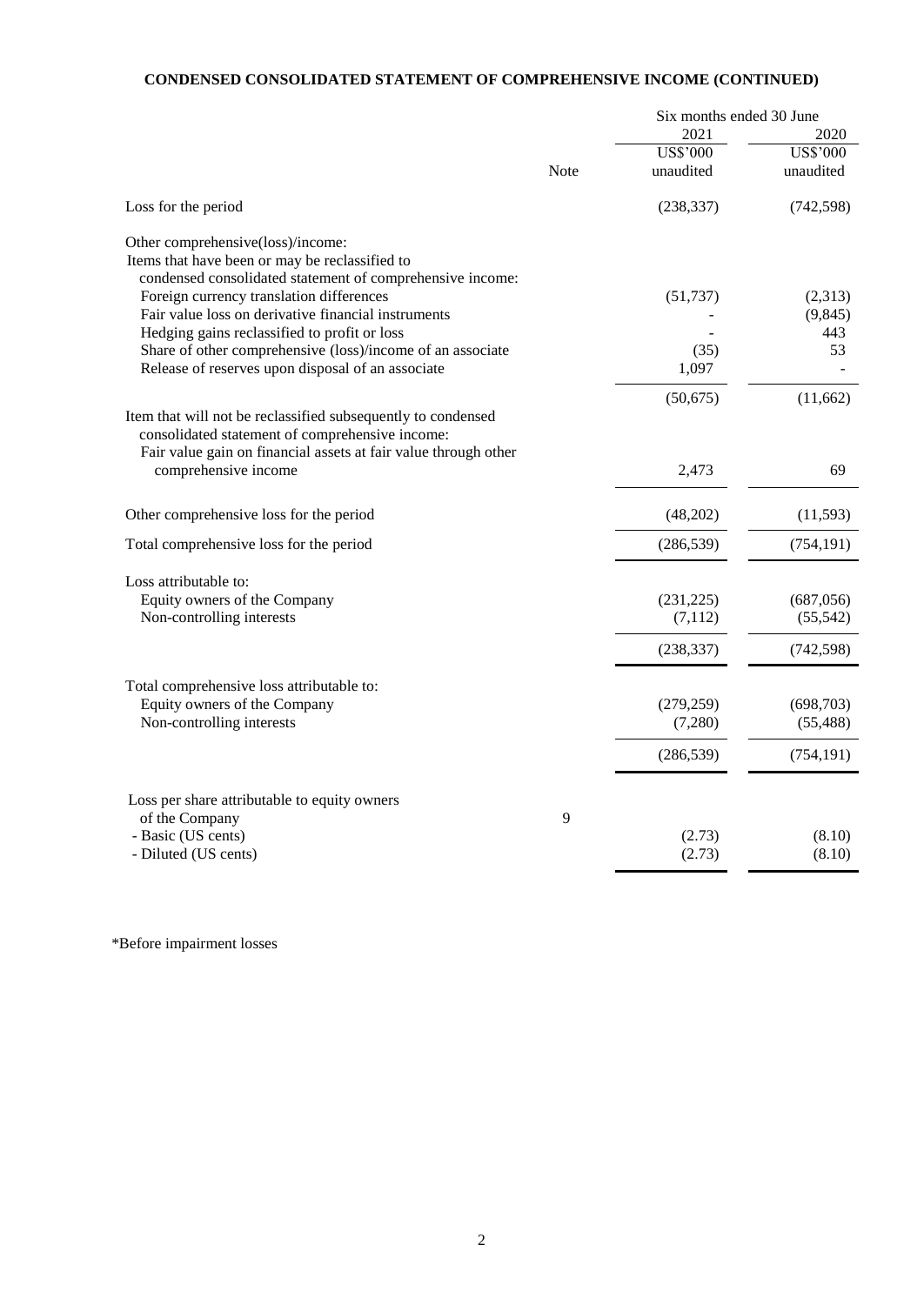## CONDENSED CONSOLIDATED STATEMENT OF COMPREHENSIVE INCOME (CONTINUED)

| | Note | Six months ended 30 June 2021 US$'000 unaudited | Six months ended 30 June 2020 US$'000 unaudited |
|---|---|---|---|
| Loss for the period | | (238,337) | (742,598) |
| Other comprehensive(loss)/income: | | | |
| Items that have been or may be reclassified to condensed consolidated statement of comprehensive income: | | | |
| Foreign currency translation differences | | (51,737) | (2,313) |
| Fair value loss on derivative financial instruments | | - | (9,845) |
| Hedging gains reclassified to profit or loss | | - | 443 |
| Share of other comprehensive (loss)/income of an associate | | (35) | 53 |
| Release of reserves upon disposal of an associate | | 1,097 | - |
| | | (50,675) | (11,662) |
| Item that will not be reclassified subsequently to condensed consolidated statement of comprehensive income: | | | |
| Fair value gain on financial assets at fair value through other comprehensive income | | 2,473 | 69 |
| Other comprehensive loss for the period | | (48,202) | (11,593) |
| Total comprehensive loss for the period | | (286,539) | (754,191) |
| Loss attributable to: | | | |
| Equity owners of the Company | | (231,225) | (687,056) |
| Non-controlling interests | | (7,112) | (55,542) |
| | | (238,337) | (742,598) |
| Total comprehensive loss attributable to: | | | |
| Equity owners of the Company | | (279,259) | (698,703) |
| Non-controlling interests | | (7,280) | (55,488) |
| | | (286,539) | (754,191) |
| Loss per share attributable to equity owners of the Company | 9 | | |
| - Basic (US cents) | | (2.73) | (8.10) |
| - Diluted (US cents) | | (2.73) | (8.10) |

*Before impairment losses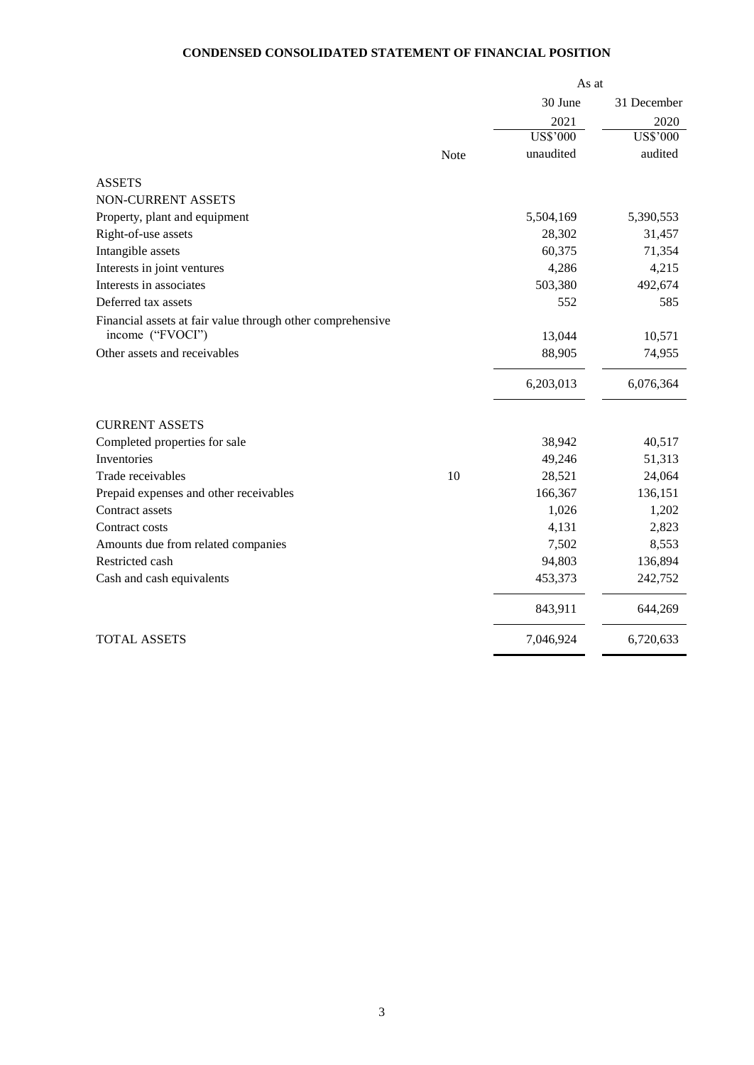# CONDENSED CONSOLIDATED STATEMENT OF FINANCIAL POSITION

| | Note | As at 30 June 2021 US$'000 unaudited | As at 31 December 2020 US$'000 audited |
|---|---|---|---|
| **ASSETS** | | | |
| **NON-CURRENT ASSETS** | | | |
| Property, plant and equipment | | 5,504,169 | 5,390,553 |
| Right-of-use assets | | 28,302 | 31,457 |
| Intangible assets | | 60,375 | 71,354 |
| Interests in joint ventures | | 4,286 | 4,215 |
| Interests in associates | | 503,380 | 492,674 |
| Deferred tax assets | | 552 | 585 |
| Financial assets at fair value through other comprehensive income ("FVOCI") | | 13,044 | 10,571 |
| Other assets and receivables | | 88,905 | 74,955 |
| | | 6,203,013 | 6,076,364 |
| **CURRENT ASSETS** | | | |
| Completed properties for sale | | 38,942 | 40,517 |
| Inventories | | 49,246 | 51,313 |
| Trade receivables | 10 | 28,521 | 24,064 |
| Prepaid expenses and other receivables | | 166,367 | 136,151 |
| Contract assets | | 1,026 | 1,202 |
| Contract costs | | 4,131 | 2,823 |
| Amounts due from related companies | | 7,502 | 8,553 |
| Restricted cash | | 94,803 | 136,894 |
| Cash and cash equivalents | | 453,373 | 242,752 |
| | | 843,911 | 644,269 |
| **TOTAL ASSETS** | | 7,046,924 | 6,720,633 |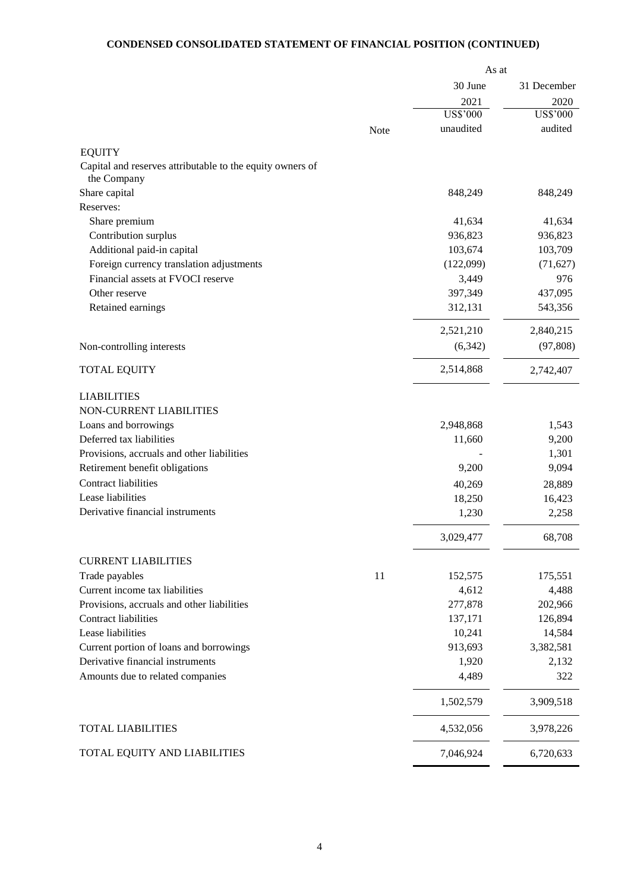**CONDENSED CONSOLIDATED STATEMENT OF FINANCIAL POSITION (CONTINUED)**

| | Note | As at 30 June 2021 US$'000 unaudited | As at 31 December 2020 US$'000 audited |
|---|---|---|---|
| **EQUITY** | | | |
| Capital and reserves attributable to the equity owners of the Company | | | |
| Share capital | | 848,249 | 848,249 |
| Reserves: | | | |
| Share premium | | 41,634 | 41,634 |
| Contribution surplus | | 936,823 | 936,823 |
| Additional paid-in capital | | 103,674 | 103,709 |
| Foreign currency translation adjustments | | (122,099) | (71,627) |
| Financial assets at FVOCI reserve | | 3,449 | 976 |
| Other reserve | | 397,349 | 437,095 |
| Retained earnings | | 312,131 | 543,356 |
| | | 2,521,210 | 2,840,215 |
| Non-controlling interests | | (6,342) | (97,808) |
| TOTAL EQUITY | | 2,514,868 | 2,742,407 |
| **LIABILITIES** | | | |
| NON-CURRENT LIABILITIES | | | |
| Loans and borrowings | | 2,948,868 | 1,543 |
| Deferred tax liabilities | | 11,660 | 9,200 |
| Provisions, accruals and other liabilities | | - | 1,301 |
| Retirement benefit obligations | | 9,200 | 9,094 |
| Contract liabilities | | 40,269 | 28,889 |
| Lease liabilities | | 18,250 | 16,423 |
| Derivative financial instruments | | 1,230 | 2,258 |
| | | 3,029,477 | 68,708 |
| CURRENT LIABILITIES | | | |
| Trade payables | 11 | 152,575 | 175,551 |
| Current income tax liabilities | | 4,612 | 4,488 |
| Provisions, accruals and other liabilities | | 277,878 | 202,966 |
| Contract liabilities | | 137,171 | 126,894 |
| Lease liabilities | | 10,241 | 14,584 |
| Current portion of loans and borrowings | | 913,693 | 3,382,581 |
| Derivative financial instruments | | 1,920 | 2,132 |
| Amounts due to related companies | | 4,489 | 322 |
| | | 1,502,579 | 3,909,518 |
| TOTAL LIABILITIES | | 4,532,056 | 3,978,226 |
| TOTAL EQUITY AND LIABILITIES | | 7,046,924 | 6,720,633 |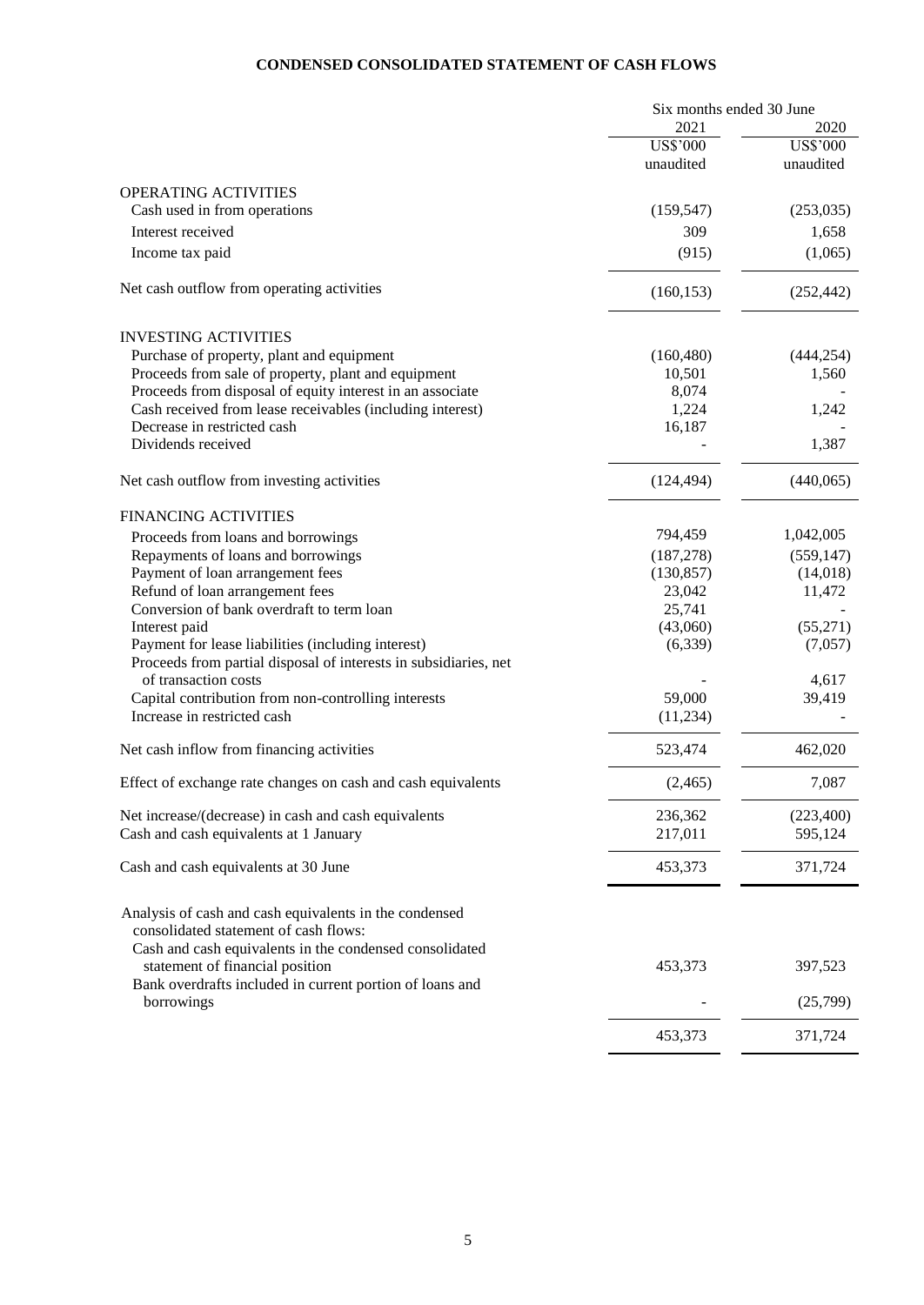# CONDENSED CONSOLIDATED STATEMENT OF CASH FLOWS

| | Six months ended 30 June | |
|---|---|---|
| | 2021 | 2020 |
| | US$'000 | US$'000 |
| | unaudited | unaudited |
| **OPERATING ACTIVITIES** | | |
| Cash used in from operations | (159,547) | (253,035) |
| Interest received | 309 | 1,658 |
| Income tax paid | (915) | (1,065) |
| Net cash outflow from operating activities | (160,153) | (252,442) |
| **INVESTING ACTIVITIES** | | |
| Purchase of property, plant and equipment | (160,480) | (444,254) |
| Proceeds from sale of property, plant and equipment | 10,501 | 1,560 |
| Proceeds from disposal of equity interest in an associate | 8,074 | - |
| Cash received from lease receivables (including interest) | 1,224 | 1,242 |
| Decrease in restricted cash | 16,187 | - |
| Dividends received | - | 1,387 |
| Net cash outflow from investing activities | (124,494) | (440,065) |
| **FINANCING ACTIVITIES** | | |
| Proceeds from loans and borrowings | 794,459 | 1,042,005 |
| Repayments of loans and borrowings | (187,278) | (559,147) |
| Payment of loan arrangement fees | (130,857) | (14,018) |
| Refund of loan arrangement fees | 23,042 | 11,472 |
| Conversion of bank overdraft to term loan | 25,741 | - |
| Interest paid | (43,060) | (55,271) |
| Payment for lease liabilities (including interest) | (6,339) | (7,057) |
| Proceeds from partial disposal of interests in subsidiaries, net of transaction costs | - | 4,617 |
| Capital contribution from non-controlling interests | 59,000 | 39,419 |
| Increase in restricted cash | (11,234) | - |
| Net cash inflow from financing activities | 523,474 | 462,020 |
| Effect of exchange rate changes on cash and cash equivalents | (2,465) | 7,087 |
| Net increase/(decrease) in cash and cash equivalents | 236,362 | (223,400) |
| Cash and cash equivalents at 1 January | 217,011 | 595,124 |
| Cash and cash equivalents at 30 June | 453,373 | 371,724 |
| Analysis of cash and cash equivalents in the condensed consolidated statement of cash flows: | | |
| Cash and cash equivalents in the condensed consolidated statement of financial position | 453,373 | 397,523 |
| Bank overdrafts included in current portion of loans and borrowings | - | (25,799) |
| | 453,373 | 371,724 |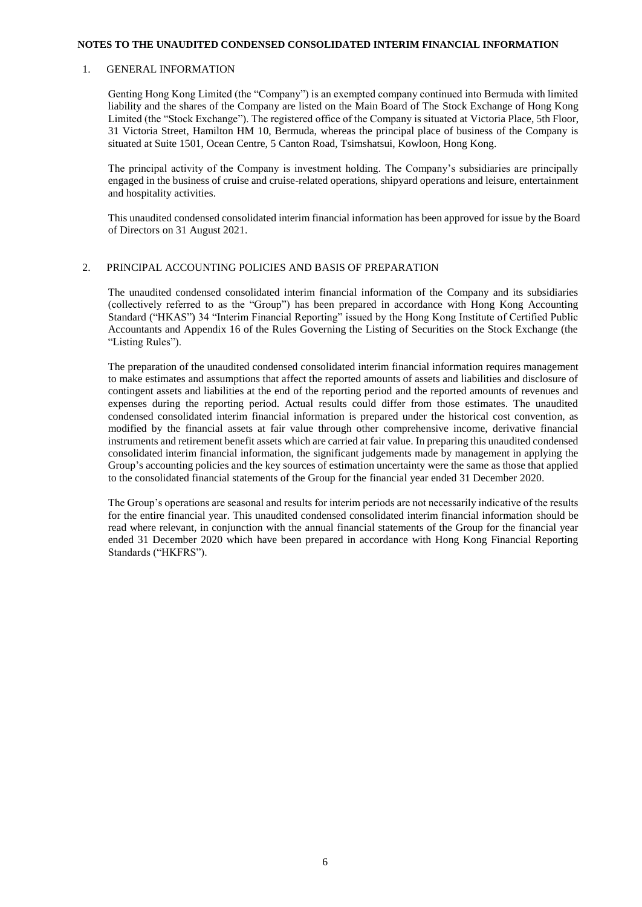**NOTES TO THE UNAUDITED CONDENSED CONSOLIDATED INTERIM FINANCIAL INFORMATION**

## 1. GENERAL INFORMATION

Genting Hong Kong Limited (the "Company") is an exempted company continued into Bermuda with limited liability and the shares of the Company are listed on the Main Board of The Stock Exchange of Hong Kong Limited (the "Stock Exchange"). The registered office of the Company is situated at Victoria Place, 5th Floor, 31 Victoria Street, Hamilton HM 10, Bermuda, whereas the principal place of business of the Company is situated at Suite 1501, Ocean Centre, 5 Canton Road, Tsimshatsui, Kowloon, Hong Kong.

The principal activity of the Company is investment holding. The Company's subsidiaries are principally engaged in the business of cruise and cruise-related operations, shipyard operations and leisure, entertainment and hospitality activities.

This unaudited condensed consolidated interim financial information has been approved for issue by the Board of Directors on 31 August 2021.

## 2. PRINCIPAL ACCOUNTING POLICIES AND BASIS OF PREPARATION

The unaudited condensed consolidated interim financial information of the Company and its subsidiaries (collectively referred to as the "Group") has been prepared in accordance with Hong Kong Accounting Standard ("HKAS") 34 "Interim Financial Reporting" issued by the Hong Kong Institute of Certified Public Accountants and Appendix 16 of the Rules Governing the Listing of Securities on the Stock Exchange (the "Listing Rules").

The preparation of the unaudited condensed consolidated interim financial information requires management to make estimates and assumptions that affect the reported amounts of assets and liabilities and disclosure of contingent assets and liabilities at the end of the reporting period and the reported amounts of revenues and expenses during the reporting period. Actual results could differ from those estimates. The unaudited condensed consolidated interim financial information is prepared under the historical cost convention, as modified by the financial assets at fair value through other comprehensive income, derivative financial instruments and retirement benefit assets which are carried at fair value. In preparing this unaudited condensed consolidated interim financial information, the significant judgements made by management in applying the Group's accounting policies and the key sources of estimation uncertainty were the same as those that applied to the consolidated financial statements of the Group for the financial year ended 31 December 2020.

The Group's operations are seasonal and results for interim periods are not necessarily indicative of the results for the entire financial year. This unaudited condensed consolidated interim financial information should be read where relevant, in conjunction with the annual financial statements of the Group for the financial year ended 31 December 2020 which have been prepared in accordance with Hong Kong Financial Reporting Standards ("HKFRS").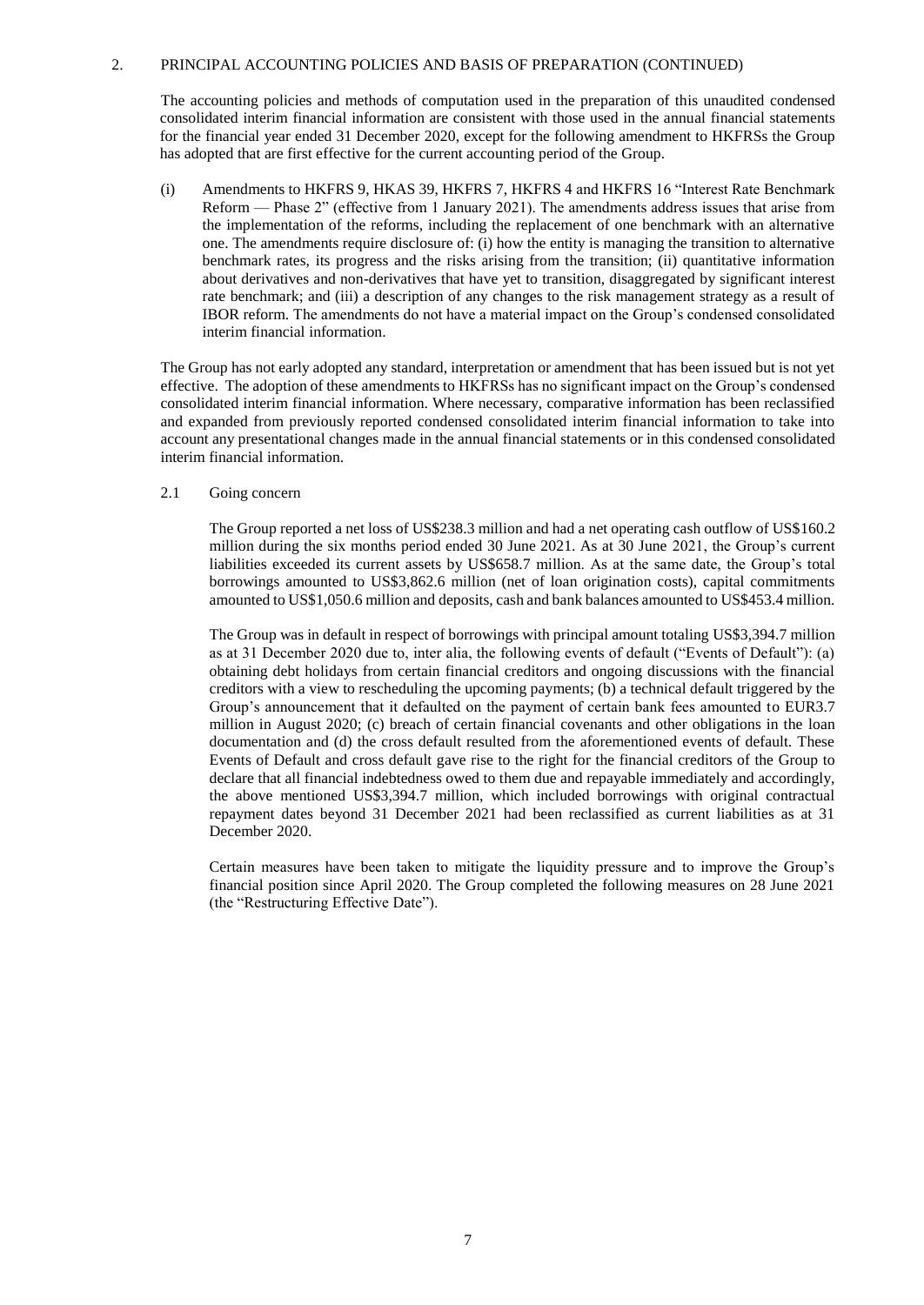## 2. PRINCIPAL ACCOUNTING POLICIES AND BASIS OF PREPARATION (CONTINUED)

The accounting policies and methods of computation used in the preparation of this unaudited condensed consolidated interim financial information are consistent with those used in the annual financial statements for the financial year ended 31 December 2020, except for the following amendment to HKFRSs the Group has adopted that are first effective for the current accounting period of the Group.

(i) Amendments to HKFRS 9, HKAS 39, HKFRS 7, HKFRS 4 and HKFRS 16 "Interest Rate Benchmark Reform — Phase 2" (effective from 1 January 2021). The amendments address issues that arise from the implementation of the reforms, including the replacement of one benchmark with an alternative one. The amendments require disclosure of: (i) how the entity is managing the transition to alternative benchmark rates, its progress and the risks arising from the transition; (ii) quantitative information about derivatives and non-derivatives that have yet to transition, disaggregated by significant interest rate benchmark; and (iii) a description of any changes to the risk management strategy as a result of IBOR reform. The amendments do not have a material impact on the Group's condensed consolidated interim financial information.

The Group has not early adopted any standard, interpretation or amendment that has been issued but is not yet effective. The adoption of these amendments to HKFRSs has no significant impact on the Group's condensed consolidated interim financial information. Where necessary, comparative information has been reclassified and expanded from previously reported condensed consolidated interim financial information to take into account any presentational changes made in the annual financial statements or in this condensed consolidated interim financial information.

### 2.1 Going concern

The Group reported a net loss of US$238.3 million and had a net operating cash outflow of US$160.2 million during the six months period ended 30 June 2021. As at 30 June 2021, the Group's current liabilities exceeded its current assets by US$658.7 million. As at the same date, the Group's total borrowings amounted to US$3,862.6 million (net of loan origination costs), capital commitments amounted to US$1,050.6 million and deposits, cash and bank balances amounted to US$453.4 million.

The Group was in default in respect of borrowings with principal amount totaling US$3,394.7 million as at 31 December 2020 due to, inter alia, the following events of default ("Events of Default"): (a) obtaining debt holidays from certain financial creditors and ongoing discussions with the financial creditors with a view to rescheduling the upcoming payments; (b) a technical default triggered by the Group's announcement that it defaulted on the payment of certain bank fees amounted to EUR3.7 million in August 2020; (c) breach of certain financial covenants and other obligations in the loan documentation and (d) the cross default resulted from the aforementioned events of default. These Events of Default and cross default gave rise to the right for the financial creditors of the Group to declare that all financial indebtedness owed to them due and repayable immediately and accordingly, the above mentioned US$3,394.7 million, which included borrowings with original contractual repayment dates beyond 31 December 2021 had been reclassified as current liabilities as at 31 December 2020.

Certain measures have been taken to mitigate the liquidity pressure and to improve the Group's financial position since April 2020. The Group completed the following measures on 28 June 2021 (the "Restructuring Effective Date").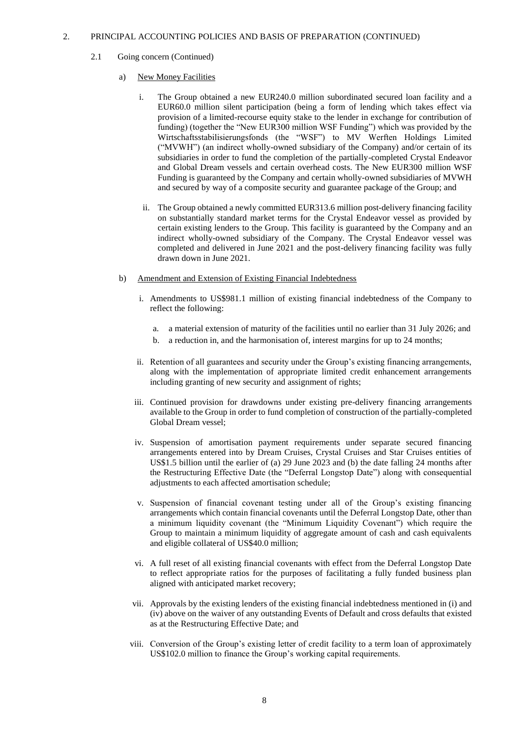## 2. PRINCIPAL ACCOUNTING POLICIES AND BASIS OF PREPARATION (CONTINUED)

### 2.1 Going concern (Continued)

a) New Money Facilities

   i. The Group obtained a new EUR240.0 million subordinated secured loan facility and a EUR60.0 million silent participation (being a form of lending which takes effect via provision of a limited-recourse equity stake to the lender in exchange for contribution of funding) (together the "New EUR300 million WSF Funding") which was provided by the Wirtschaftsstabilisierungsfonds (the "WSF") to MV Werften Holdings Limited ("MVWH") (an indirect wholly-owned subsidiary of the Company) and/or certain of its subsidiaries in order to fund the completion of the partially-completed Crystal Endeavor and Global Dream vessels and certain overhead costs. The New EUR300 million WSF Funding is guaranteed by the Company and certain wholly-owned subsidiaries of MVWH and secured by way of a composite security and guarantee package of the Group; and

   ii. The Group obtained a newly committed EUR313.6 million post-delivery financing facility on substantially standard market terms for the Crystal Endeavor vessel as provided by certain existing lenders to the Group. This facility is guaranteed by the Company and an indirect wholly-owned subsidiary of the Company. The Crystal Endeavor vessel was completed and delivered in June 2021 and the post-delivery financing facility was fully drawn down in June 2021.

b) Amendment and Extension of Existing Financial Indebtedness

   i. Amendments to US$981.1 million of existing financial indebtedness of the Company to reflect the following:

      a. a material extension of maturity of the facilities until no earlier than 31 July 2026; and
      b. a reduction in, and the harmonisation of, interest margins for up to 24 months;

   ii. Retention of all guarantees and security under the Group's existing financing arrangements, along with the implementation of appropriate limited credit enhancement arrangements including granting of new security and assignment of rights;

   iii. Continued provision for drawdowns under existing pre-delivery financing arrangements available to the Group in order to fund completion of construction of the partially-completed Global Dream vessel;

   iv. Suspension of amortisation payment requirements under separate secured financing arrangements entered into by Dream Cruises, Crystal Cruises and Star Cruises entities of US$1.5 billion until the earlier of (a) 29 June 2023 and (b) the date falling 24 months after the Restructuring Effective Date (the "Deferral Longstop Date") along with consequential adjustments to each affected amortisation schedule;

   v. Suspension of financial covenant testing under all of the Group's existing financing arrangements which contain financial covenants until the Deferral Longstop Date, other than a minimum liquidity covenant (the "Minimum Liquidity Covenant") which require the Group to maintain a minimum liquidity of aggregate amount of cash and cash equivalents and eligible collateral of US$40.0 million;

   vi. A full reset of all existing financial covenants with effect from the Deferral Longstop Date to reflect appropriate ratios for the purposes of facilitating a fully funded business plan aligned with anticipated market recovery;

   vii. Approvals by the existing lenders of the existing financial indebtedness mentioned in (i) and (iv) above on the waiver of any outstanding Events of Default and cross defaults that existed as at the Restructuring Effective Date; and

   viii. Conversion of the Group's existing letter of credit facility to a term loan of approximately US$102.0 million to finance the Group's working capital requirements.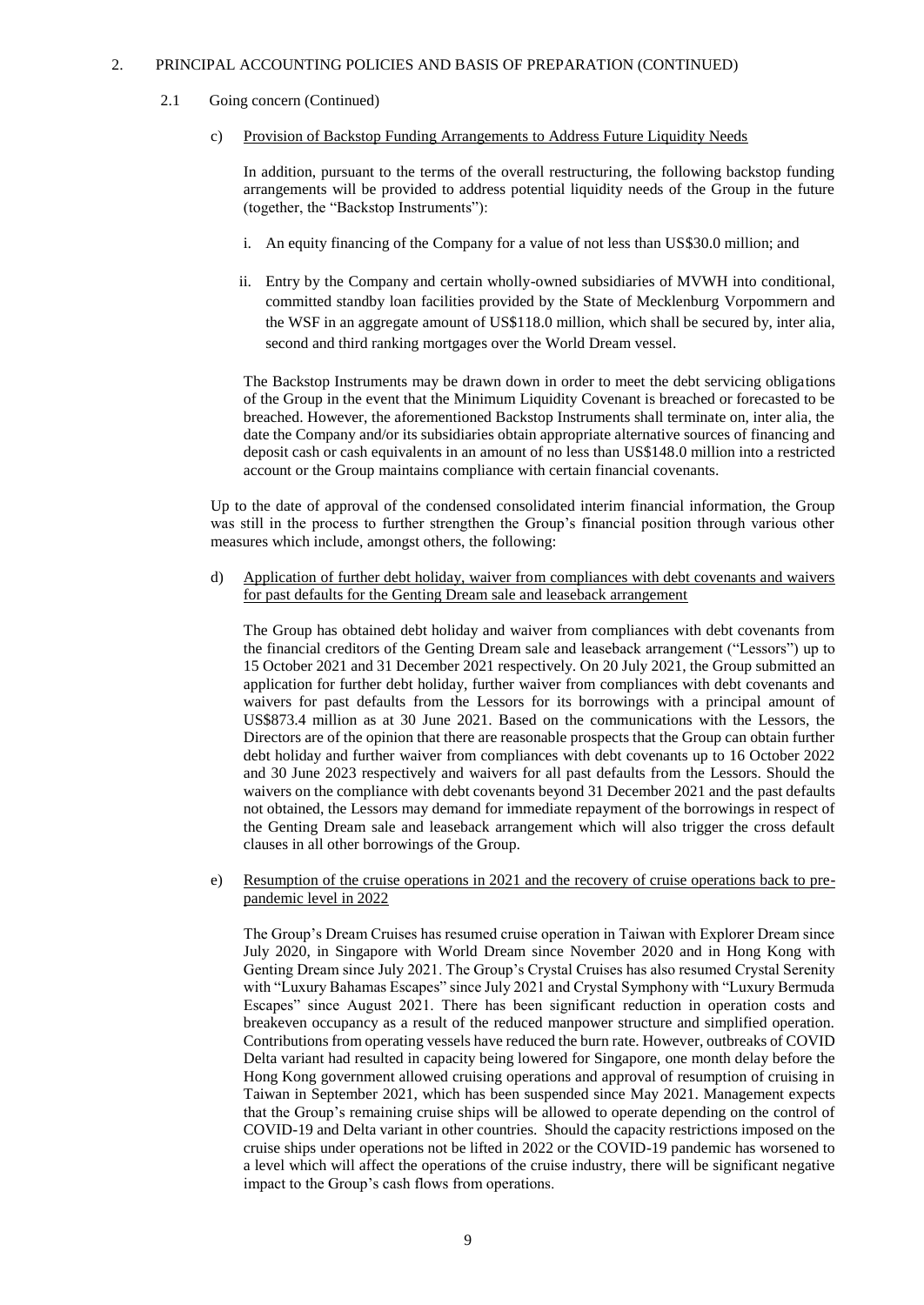## 2. PRINCIPAL ACCOUNTING POLICIES AND BASIS OF PREPARATION (CONTINUED)

### 2.1 Going concern (Continued)

c) Provision of Backstop Funding Arrangements to Address Future Liquidity Needs

In addition, pursuant to the terms of the overall restructuring, the following backstop funding arrangements will be provided to address potential liquidity needs of the Group in the future (together, the "Backstop Instruments"):

i. An equity financing of the Company for a value of not less than US$30.0 million; and

ii. Entry by the Company and certain wholly-owned subsidiaries of MVWH into conditional, committed standby loan facilities provided by the State of Mecklenburg Vorpommern and the WSF in an aggregate amount of US$118.0 million, which shall be secured by, inter alia, second and third ranking mortgages over the World Dream vessel.

The Backstop Instruments may be drawn down in order to meet the debt servicing obligations of the Group in the event that the Minimum Liquidity Covenant is breached or forecasted to be breached. However, the aforementioned Backstop Instruments shall terminate on, inter alia, the date the Company and/or its subsidiaries obtain appropriate alternative sources of financing and deposit cash or cash equivalents in an amount of no less than US$148.0 million into a restricted account or the Group maintains compliance with certain financial covenants.

Up to the date of approval of the condensed consolidated interim financial information, the Group was still in the process to further strengthen the Group's financial position through various other measures which include, amongst others, the following:

d) Application of further debt holiday, waiver from compliances with debt covenants and waivers for past defaults for the Genting Dream sale and leaseback arrangement

The Group has obtained debt holiday and waiver from compliances with debt covenants from the financial creditors of the Genting Dream sale and leaseback arrangement ("Lessors") up to 15 October 2021 and 31 December 2021 respectively. On 20 July 2021, the Group submitted an application for further debt holiday, further waiver from compliances with debt covenants and waivers for past defaults from the Lessors for its borrowings with a principal amount of US$873.4 million as at 30 June 2021. Based on the communications with the Lessors, the Directors are of the opinion that there are reasonable prospects that the Group can obtain further debt holiday and further waiver from compliances with debt covenants up to 16 October 2022 and 30 June 2023 respectively and waivers for all past defaults from the Lessors. Should the waivers on the compliance with debt covenants beyond 31 December 2021 and the past defaults not obtained, the Lessors may demand for immediate repayment of the borrowings in respect of the Genting Dream sale and leaseback arrangement which will also trigger the cross default clauses in all other borrowings of the Group.

e) Resumption of the cruise operations in 2021 and the recovery of cruise operations back to pre-pandemic level in 2022

The Group's Dream Cruises has resumed cruise operation in Taiwan with Explorer Dream since July 2020, in Singapore with World Dream since November 2020 and in Hong Kong with Genting Dream since July 2021. The Group's Crystal Cruises has also resumed Crystal Serenity with "Luxury Bahamas Escapes" since July 2021 and Crystal Symphony with "Luxury Bermuda Escapes" since August 2021. There has been significant reduction in operation costs and breakeven occupancy as a result of the reduced manpower structure and simplified operation. Contributions from operating vessels have reduced the burn rate. However, outbreaks of COVID Delta variant had resulted in capacity being lowered for Singapore, one month delay before the Hong Kong government allowed cruising operations and approval of resumption of cruising in Taiwan in September 2021, which has been suspended since May 2021. Management expects that the Group's remaining cruise ships will be allowed to operate depending on the control of COVID-19 and Delta variant in other countries. Should the capacity restrictions imposed on the cruise ships under operations not be lifted in 2022 or the COVID-19 pandemic has worsened to a level which will affect the operations of the cruise industry, there will be significant negative impact to the Group's cash flows from operations.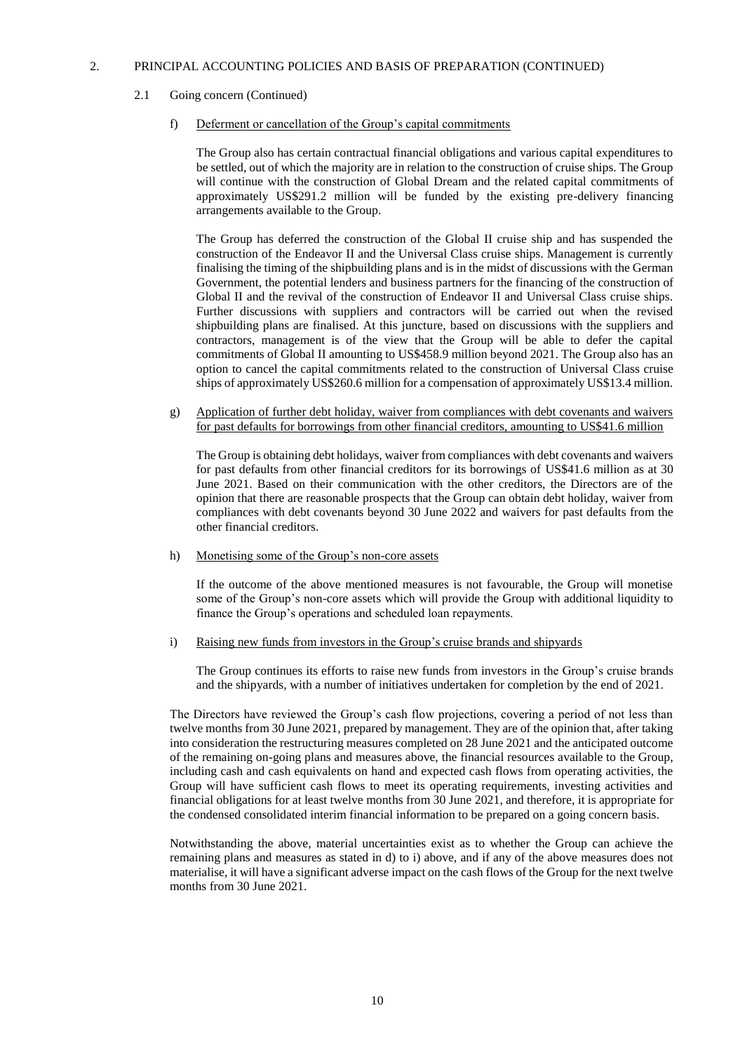## 2. PRINCIPAL ACCOUNTING POLICIES AND BASIS OF PREPARATION (CONTINUED)

### 2.1 Going concern (Continued)

#### f) Deferment or cancellation of the Group's capital commitments

The Group also has certain contractual financial obligations and various capital expenditures to be settled, out of which the majority are in relation to the construction of cruise ships. The Group will continue with the construction of Global Dream and the related capital commitments of approximately US$291.2 million will be funded by the existing pre-delivery financing arrangements available to the Group.

The Group has deferred the construction of the Global II cruise ship and has suspended the construction of the Endeavor II and the Universal Class cruise ships. Management is currently finalising the timing of the shipbuilding plans and is in the midst of discussions with the German Government, the potential lenders and business partners for the financing of the construction of Global II and the revival of the construction of Endeavor II and Universal Class cruise ships. Further discussions with suppliers and contractors will be carried out when the revised shipbuilding plans are finalised. At this juncture, based on discussions with the suppliers and contractors, management is of the view that the Group will be able to defer the capital commitments of Global II amounting to US$458.9 million beyond 2021. The Group also has an option to cancel the capital commitments related to the construction of Universal Class cruise ships of approximately US$260.6 million for a compensation of approximately US$13.4 million.

#### g) Application of further debt holiday, waiver from compliances with debt covenants and waivers for past defaults for borrowings from other financial creditors, amounting to US$41.6 million

The Group is obtaining debt holidays, waiver from compliances with debt covenants and waivers for past defaults from other financial creditors for its borrowings of US$41.6 million as at 30 June 2021. Based on their communication with the other creditors, the Directors are of the opinion that there are reasonable prospects that the Group can obtain debt holiday, waiver from compliances with debt covenants beyond 30 June 2022 and waivers for past defaults from the other financial creditors.

#### h) Monetising some of the Group's non-core assets

If the outcome of the above mentioned measures is not favourable, the Group will monetise some of the Group's non-core assets which will provide the Group with additional liquidity to finance the Group's operations and scheduled loan repayments.

#### i) Raising new funds from investors in the Group's cruise brands and shipyards

The Group continues its efforts to raise new funds from investors in the Group's cruise brands and the shipyards, with a number of initiatives undertaken for completion by the end of 2021.

The Directors have reviewed the Group's cash flow projections, covering a period of not less than twelve months from 30 June 2021, prepared by management. They are of the opinion that, after taking into consideration the restructuring measures completed on 28 June 2021 and the anticipated outcome of the remaining on-going plans and measures above, the financial resources available to the Group, including cash and cash equivalents on hand and expected cash flows from operating activities, the Group will have sufficient cash flows to meet its operating requirements, investing activities and financial obligations for at least twelve months from 30 June 2021, and therefore, it is appropriate for the condensed consolidated interim financial information to be prepared on a going concern basis.

Notwithstanding the above, material uncertainties exist as to whether the Group can achieve the remaining plans and measures as stated in d) to i) above, and if any of the above measures does not materialise, it will have a significant adverse impact on the cash flows of the Group for the next twelve months from 30 June 2021.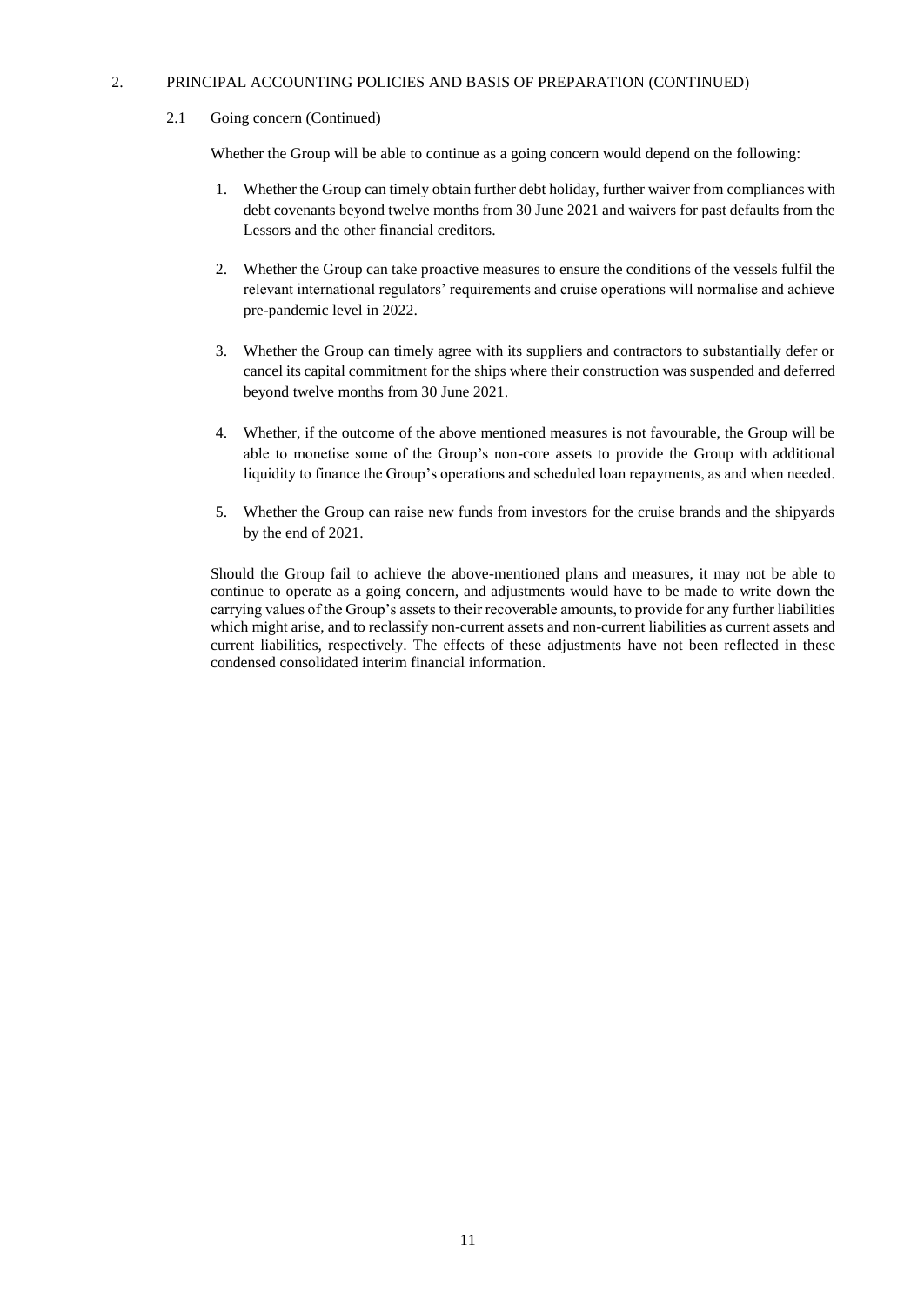## 2. PRINCIPAL ACCOUNTING POLICIES AND BASIS OF PREPARATION (CONTINUED)

### 2.1 Going concern (Continued)

Whether the Group will be able to continue as a going concern would depend on the following:

1. Whether the Group can timely obtain further debt holiday, further waiver from compliances with debt covenants beyond twelve months from 30 June 2021 and waivers for past defaults from the Lessors and the other financial creditors.

2. Whether the Group can take proactive measures to ensure the conditions of the vessels fulfil the relevant international regulators' requirements and cruise operations will normalise and achieve pre-pandemic level in 2022.

3. Whether the Group can timely agree with its suppliers and contractors to substantially defer or cancel its capital commitment for the ships where their construction was suspended and deferred beyond twelve months from 30 June 2021.

4. Whether, if the outcome of the above mentioned measures is not favourable, the Group will be able to monetise some of the Group's non-core assets to provide the Group with additional liquidity to finance the Group's operations and scheduled loan repayments, as and when needed.

5. Whether the Group can raise new funds from investors for the cruise brands and the shipyards by the end of 2021.

Should the Group fail to achieve the above-mentioned plans and measures, it may not be able to continue to operate as a going concern, and adjustments would have to be made to write down the carrying values of the Group's assets to their recoverable amounts, to provide for any further liabilities which might arise, and to reclassify non-current assets and non-current liabilities as current assets and current liabilities, respectively. The effects of these adjustments have not been reflected in these condensed consolidated interim financial information.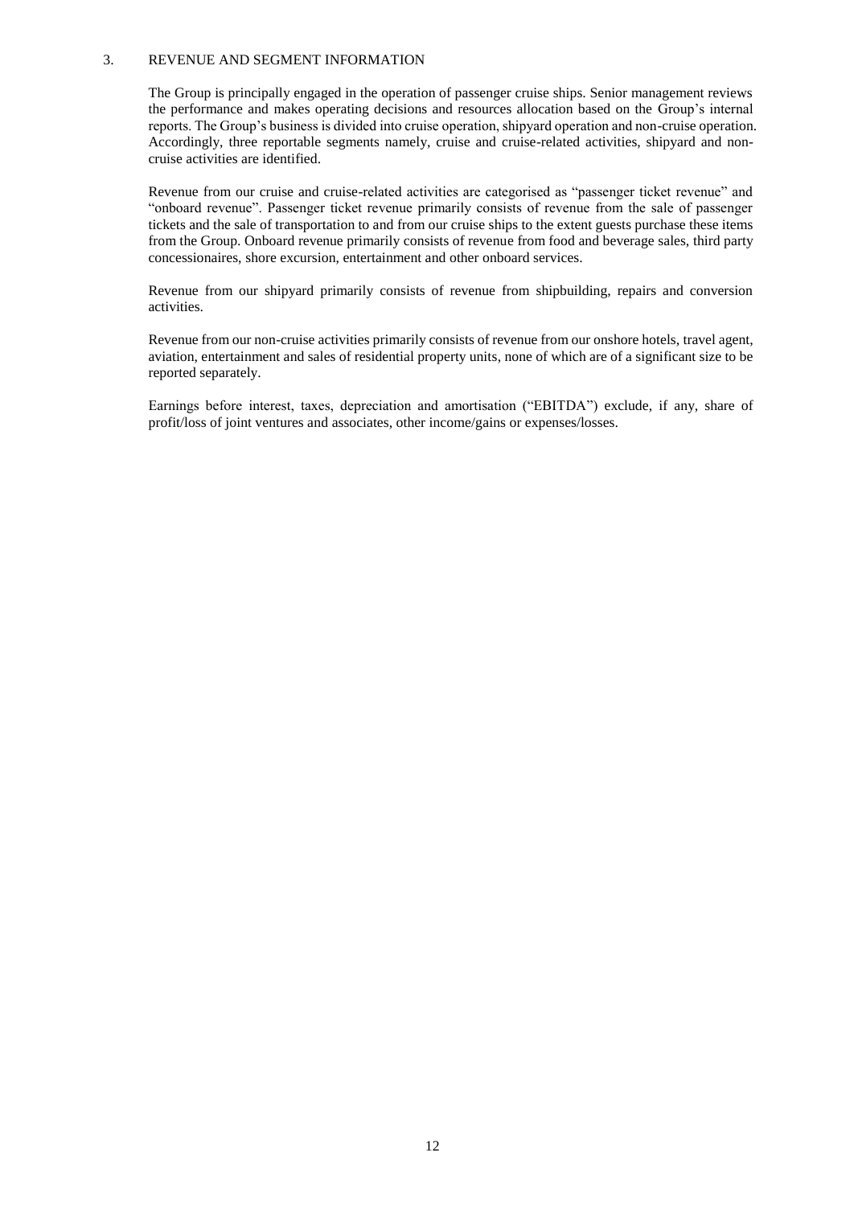## 3. REVENUE AND SEGMENT INFORMATION

The Group is principally engaged in the operation of passenger cruise ships. Senior management reviews the performance and makes operating decisions and resources allocation based on the Group's internal reports. The Group's business is divided into cruise operation, shipyard operation and non-cruise operation. Accordingly, three reportable segments namely, cruise and cruise-related activities, shipyard and non-cruise activities are identified.

Revenue from our cruise and cruise-related activities are categorised as "passenger ticket revenue" and "onboard revenue". Passenger ticket revenue primarily consists of revenue from the sale of passenger tickets and the sale of transportation to and from our cruise ships to the extent guests purchase these items from the Group. Onboard revenue primarily consists of revenue from food and beverage sales, third party concessionaires, shore excursion, entertainment and other onboard services.

Revenue from our shipyard primarily consists of revenue from shipbuilding, repairs and conversion activities.

Revenue from our non-cruise activities primarily consists of revenue from our onshore hotels, travel agent, aviation, entertainment and sales of residential property units, none of which are of a significant size to be reported separately.

Earnings before interest, taxes, depreciation and amortisation ("EBITDA") exclude, if any, share of profit/loss of joint ventures and associates, other income/gains or expenses/losses.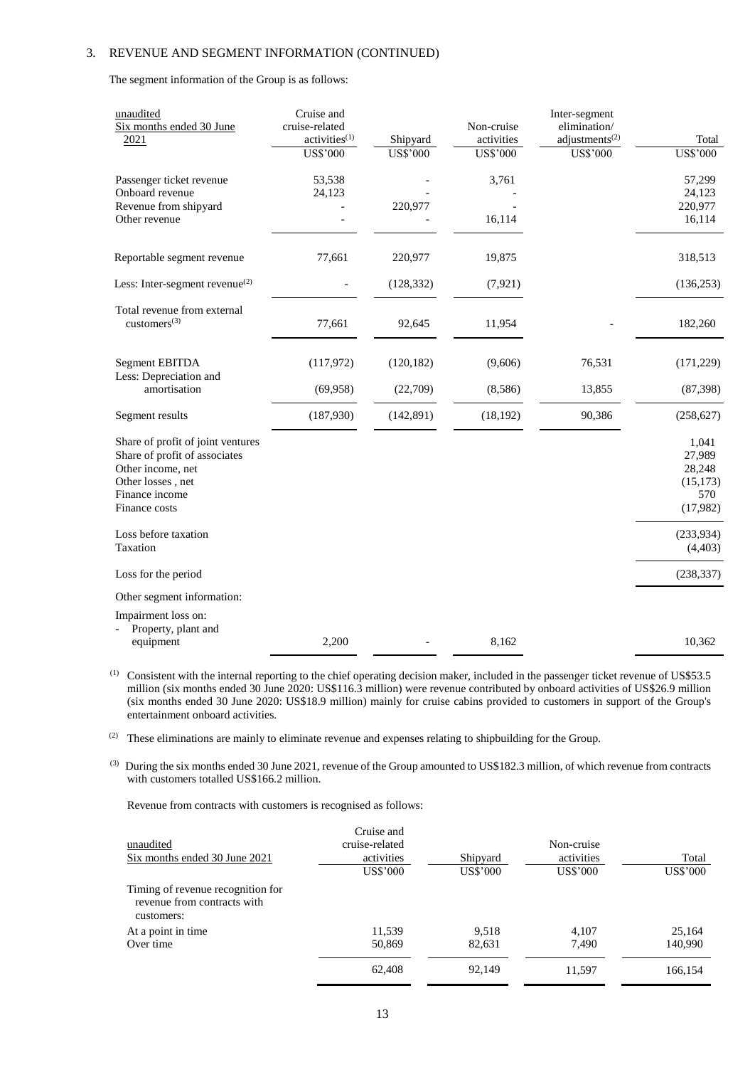## 3. REVENUE AND SEGMENT INFORMATION (CONTINUED)

The segment information of the Group is as follows:

| unaudited<br>Six months ended 30 June 2021 | Cruise and cruise-related activities[(1)]<br>US$'000 | Shipyard<br>US$'000 | Non-cruise activities<br>US$'000 | Inter-segment elimination/ adjustments[(2)]<br>US$'000 | Total<br>US$'000 |
|---|---|---|---|---|---|
| Passenger ticket revenue | 53,538 | - | 3,761 | | 57,299 |
| Onboard revenue | 24,123 | - | - | | 24,123 |
| Revenue from shipyard | - | 220,977 | - | | 220,977 |
| Other revenue | - | - | 16,114 | | 16,114 |
| Reportable segment revenue | 77,661 | 220,977 | 19,875 | | 318,513 |
| Less: Inter-segment revenue[(2)] | - | (128,332) | (7,921) | | (136,253) |
| Total revenue from external customers[(3)] | 77,661 | 92,645 | 11,954 | - | 182,260 |
| Segment EBITDA | (117,972) | (120,182) | (9,606) | 76,531 | (171,229) |
| Less: Depreciation and amortisation | (69,958) | (22,709) | (8,586) | 13,855 | (87,398) |
| Segment results | (187,930) | (142,891) | (18,192) | 90,386 | (258,627) |
| Share of profit of joint ventures | | | | | 1,041 |
| Share of profit of associates | | | | | 27,989 |
| Other income, net | | | | | 28,248 |
| Other losses , net | | | | | (15,173) |
| Finance income | | | | | 570 |
| Finance costs | | | | | (17,982) |
| Loss before taxation | | | | | (233,934) |
| Taxation | | | | | (4,403) |
| Loss for the period | | | | | (238,337) |
| Other segment information: | | | | | |
| Impairment loss on: | | | | | |
| - Property, plant and equipment | 2,200 | - | 8,162 | | 10,362 |

(1) Consistent with the internal reporting to the chief operating decision maker, included in the passenger ticket revenue of US$53.5 million (six months ended 30 June 2020: US$116.3 million) were revenue contributed by onboard activities of US$26.9 million (six months ended 30 June 2020: US$18.9 million) mainly for cruise cabins provided to customers in support of the Group's entertainment onboard activities.

(2) These eliminations are mainly to eliminate revenue and expenses relating to shipbuilding for the Group.

(3) During the six months ended 30 June 2021, revenue of the Group amounted to US$182.3 million, of which revenue from contracts with customers totalled US$166.2 million.

Revenue from contracts with customers is recognised as follows:

| unaudited<br>Six months ended 30 June 2021 | Cruise and cruise-related activities<br>US$'000 | Shipyard<br>US$'000 | Non-cruise activities<br>US$'000 | Total<br>US$'000 |
|---|---|---|---|---|
| Timing of revenue recognition for revenue from contracts with customers: | | | | |
| At a point in time | 11,539 | 9,518 | 4,107 | 25,164 |
| Over time | 50,869 | 82,631 | 7,490 | 140,990 |
| | 62,408 | 92,149 | 11,597 | 166,154 |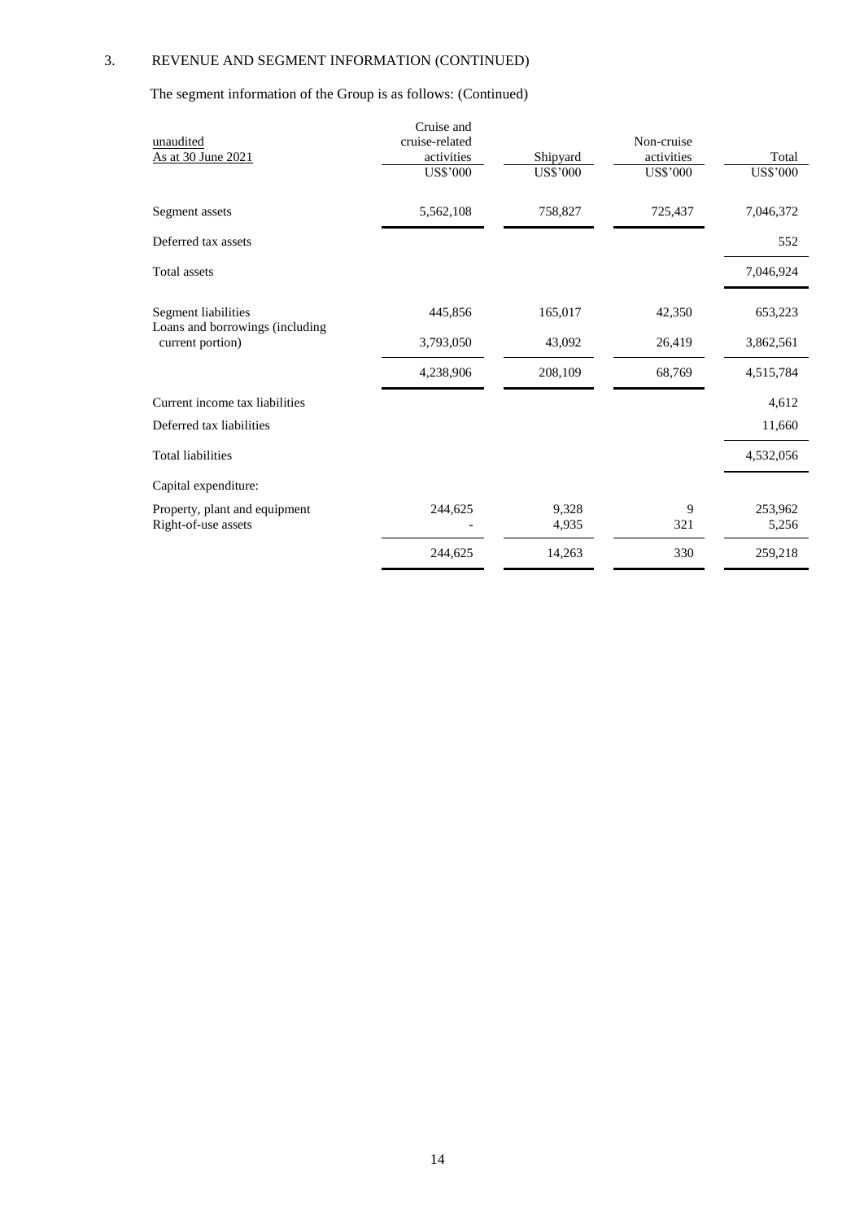3. REVENUE AND SEGMENT INFORMATION (CONTINUED)

The segment information of the Group is as follows: (Continued)

| unaudited<br>As at 30 June 2021 | Cruise and cruise-related activities<br>US$'000 | Shipyard<br>US$'000 | Non-cruise activities<br>US$'000 | Total<br>US$'000 |
|---|---|---|---|---|
| Segment assets | 5,562,108 | 758,827 | 725,437 | 7,046,372 |
| Deferred tax assets | | | | 552 |
| Total assets | | | | 7,046,924 |
| Segment liabilities | 445,856 | 165,017 | 42,350 | 653,223 |
| Loans and borrowings (including current portion) | 3,793,050 | 43,092 | 26,419 | 3,862,561 |
| | 4,238,906 | 208,109 | 68,769 | 4,515,784 |
| Current income tax liabilities | | | | 4,612 |
| Deferred tax liabilities | | | | 11,660 |
| Total liabilities | | | | 4,532,056 |
| Capital expenditure: | | | | |
| Property, plant and equipment | 244,625 | 9,328 | 9 | 253,962 |
| Right-of-use assets | - | 4,935 | 321 | 5,256 |
| | 244,625 | 14,263 | 330 | 259,218 |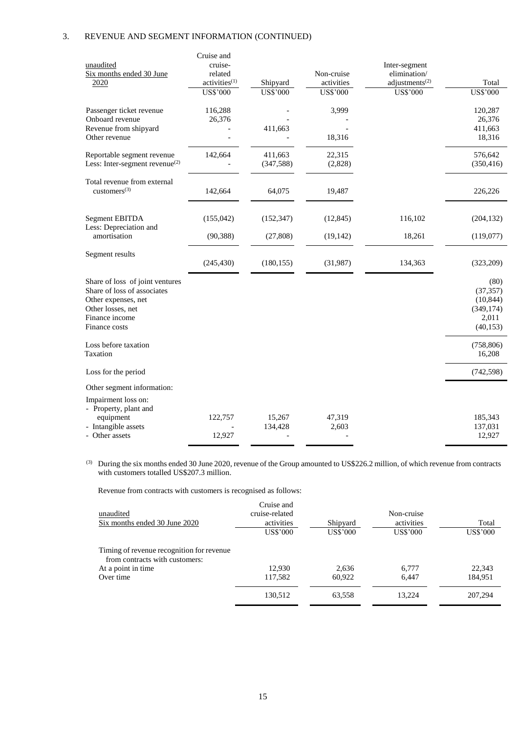## 3. REVENUE AND SEGMENT INFORMATION (CONTINUED)

| unaudited<br>Six months ended 30 June<br>2020 | Cruise and cruise-related activities[(1)]<br>US$'000 | Shipyard<br>US$'000 | Non-cruise activities<br>US$'000 | Inter-segment elimination/ adjustments[(2)]<br>US$'000 | Total<br>US$'000 |
|---|---|---|---|---|---|
| Passenger ticket revenue | 116,288 | - | 3,999 | | 120,287 |
| Onboard revenue | 26,376 | - | - | | 26,376 |
| Revenue from shipyard | - | 411,663 | - | | 411,663 |
| Other revenue | - | - | 18,316 | | 18,316 |
| Reportable segment revenue | 142,664 | 411,663 | 22,315 | | 576,642 |
| Less: Inter-segment revenue[(2)] | - | (347,588) | (2,828) | | (350,416) |
| Total revenue from external customers[(3)] | 142,664 | 64,075 | 19,487 | | 226,226 |
| Segment EBITDA | (155,042) | (152,347) | (12,845) | 116,102 | (204,132) |
| Less: Depreciation and amortisation | (90,388) | (27,808) | (19,142) | 18,261 | (119,077) |
| Segment results | (245,430) | (180,155) | (31,987) | 134,363 | (323,209) |
| Share of loss of joint ventures | | | | | (80) |
| Share of loss of associates | | | | | (37,357) |
| Other expenses, net | | | | | (10,844) |
| Other losses, net | | | | | (349,174) |
| Finance income | | | | | 2,011 |
| Finance costs | | | | | (40,153) |
| Loss before taxation | | | | | (758,806) |
| Taxation | | | | | 16,208 |
| Loss for the period | | | | | (742,598) |
| Other segment information: | | | | | |
| Impairment loss on: | | | | | |
| - Property, plant and equipment | 122,757 | 15,267 | 47,319 | | 185,343 |
| - Intangible assets | - | 134,428 | 2,603 | | 137,031 |
| - Other assets | 12,927 | - | - | | 12,927 |

(3) During the six months ended 30 June 2020, revenue of the Group amounted to US$226.2 million, of which revenue from contracts with customers totalled US$207.3 million.

Revenue from contracts with customers is recognised as follows:

| unaudited<br>Six months ended 30 June 2020 | Cruise and cruise-related activities<br>US$'000 | Shipyard<br>US$'000 | Non-cruise activities<br>US$'000 | Total<br>US$'000 |
|---|---|---|---|---|
| Timing of revenue recognition for revenue from contracts with customers: | | | | |
| At a point in time | 12,930 | 2,636 | 6,777 | 22,343 |
| Over time | 117,582 | 60,922 | 6,447 | 184,951 |
| | 130,512 | 63,558 | 13,224 | 207,294 |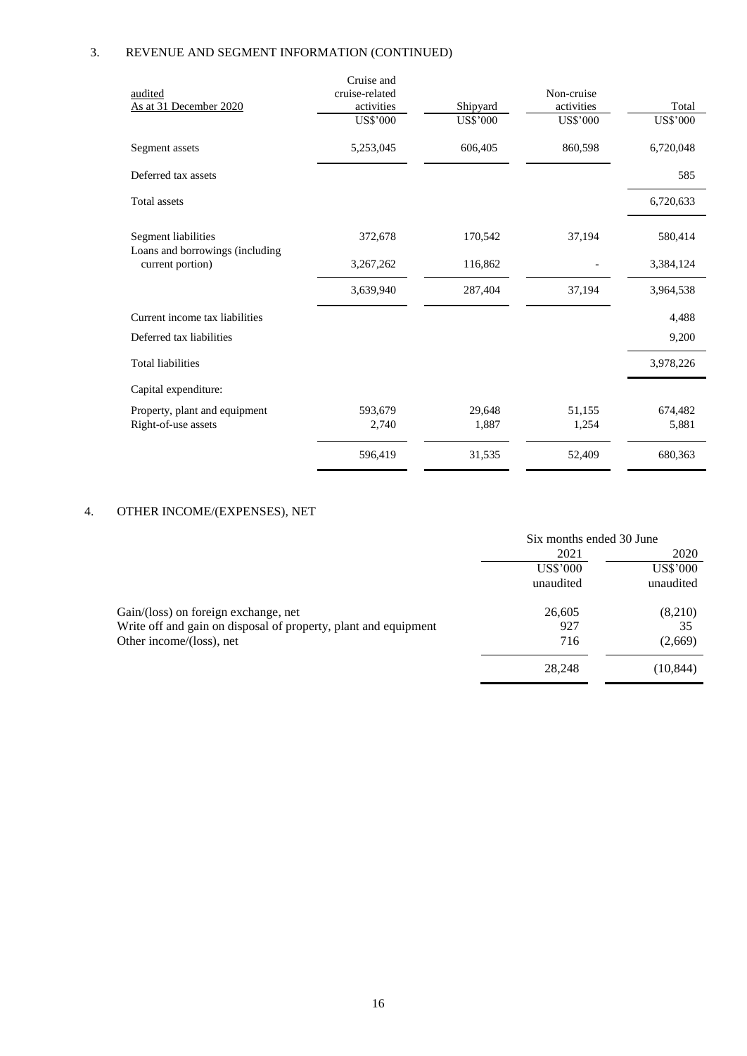## 3. REVENUE AND SEGMENT INFORMATION (CONTINUED)

| audited<br>As at 31 December 2020 | Cruise and cruise-related activities<br>US$'000 | Shipyard<br>US$'000 | Non-cruise activities<br>US$'000 | Total<br>US$'000 |
|---|---|---|---|---|
| Segment assets | 5,253,045 | 606,405 | 860,598 | 6,720,048 |
| Deferred tax assets | | | | 585 |
| Total assets | | | | 6,720,633 |
| Segment liabilities | 372,678 | 170,542 | 37,194 | 580,414 |
| Loans and borrowings (including current portion) | 3,267,262 | 116,862 | - | 3,384,124 |
| | 3,639,940 | 287,404 | 37,194 | 3,964,538 |
| Current income tax liabilities | | | | 4,488 |
| Deferred tax liabilities | | | | 9,200 |
| Total liabilities | | | | 3,978,226 |
| Capital expenditure: | | | | |
| Property, plant and equipment | 593,679 | 29,648 | 51,155 | 674,482 |
| Right-of-use assets | 2,740 | 1,887 | 1,254 | 5,881 |
| | 596,419 | 31,535 | 52,409 | 680,363 |

## 4. OTHER INCOME/(EXPENSES), NET

| | Six months ended 30 June | |
|---|---|---|
| | 2021<br>US$'000<br>unaudited | 2020<br>US$'000<br>unaudited |
| Gain/(loss) on foreign exchange, net | 26,605 | (8,210) |
| Write off and gain on disposal of property, plant and equipment | 927 | 35 |
| Other income/(loss), net | 716 | (2,669) |
| | 28,248 | (10,844) |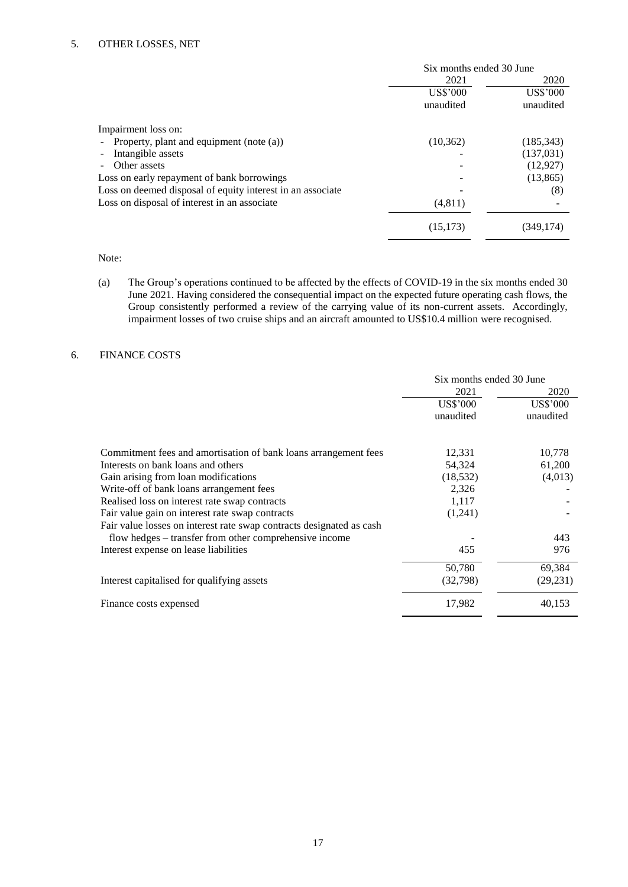## 5. OTHER LOSSES, NET

| | Six months ended 30 June | |
|---|---|---|
| | 2021 | 2020 |
| | US$'000 | US$'000 |
| | unaudited | unaudited |
| Impairment loss on: | | |
| - Property, plant and equipment (note (a)) | (10,362) | (185,343) |
| - Intangible assets | - | (137,031) |
| - Other assets | - | (12,927) |
| Loss on early repayment of bank borrowings | - | (13,865) |
| Loss on deemed disposal of equity interest in an associate | - | (8) |
| Loss on disposal of interest in an associate | (4,811) | - |
| | (15,173) | (349,174) |

Note:

(a) The Group's operations continued to be affected by the effects of COVID-19 in the six months ended 30 June 2021. Having considered the consequential impact on the expected future operating cash flows, the Group consistently performed a review of the carrying value of its non-current assets. Accordingly, impairment losses of two cruise ships and an aircraft amounted to US$10.4 million were recognised.

## 6. FINANCE COSTS

| | Six months ended 30 June | |
|---|---|---|
| | 2021 | 2020 |
| | US$'000 | US$'000 |
| | unaudited | unaudited |
| Commitment fees and amortisation of bank loans arrangement fees | 12,331 | 10,778 |
| Interests on bank loans and others | 54,324 | 61,200 |
| Gain arising from loan modifications | (18,532) | (4,013) |
| Write-off of bank loans arrangement fees | 2,326 | - |
| Realised loss on interest rate swap contracts | 1,117 | - |
| Fair value gain on interest rate swap contracts | (1,241) | - |
| Fair value losses on interest rate swap contracts designated as cash flow hedges – transfer from other comprehensive income | - | 443 |
| Interest expense on lease liabilities | 455 | 976 |
| | 50,780 | 69,384 |
| Interest capitalised for qualifying assets | (32,798) | (29,231) |
| Finance costs expensed | 17,982 | 40,153 |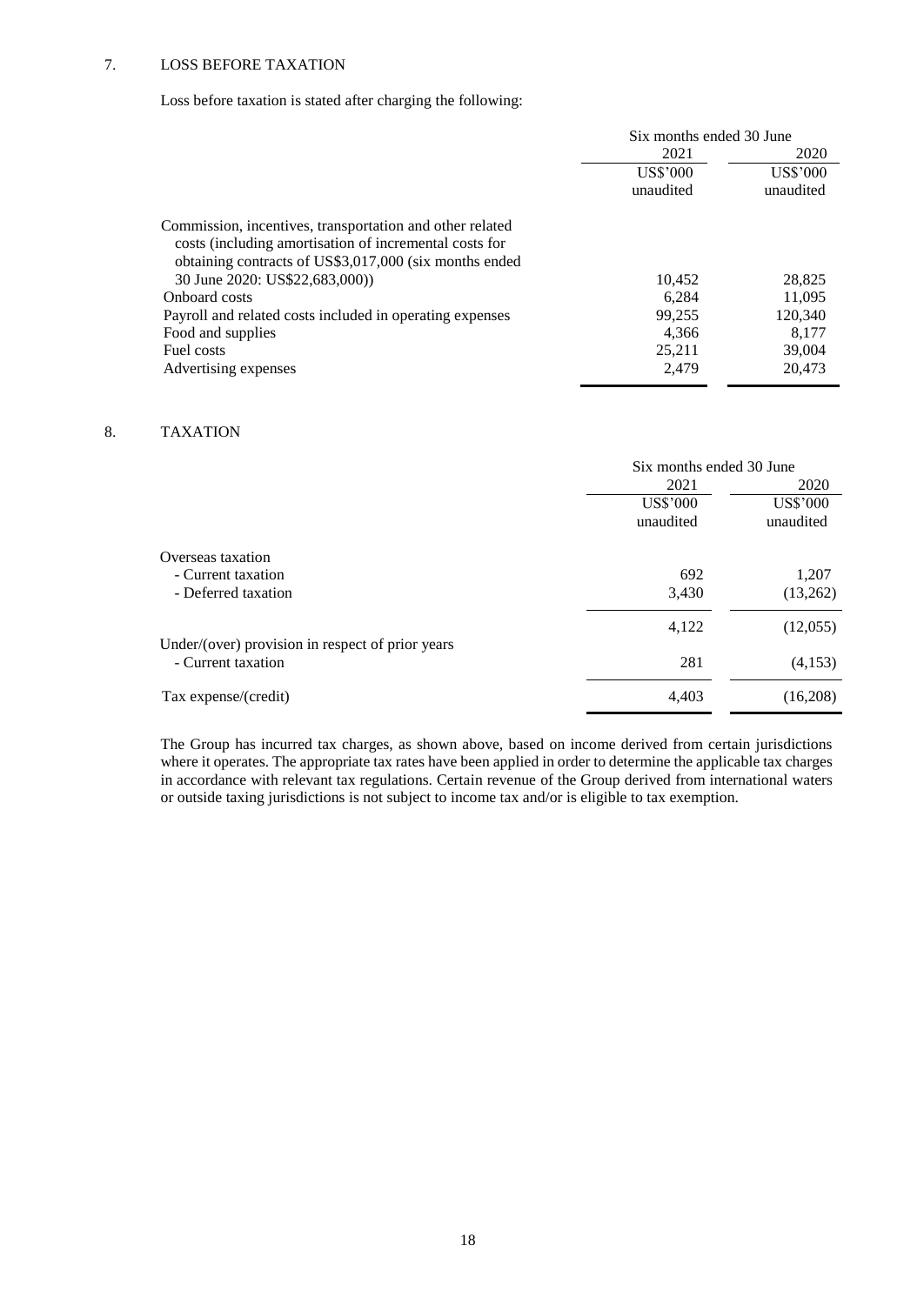## 7. LOSS BEFORE TAXATION

Loss before taxation is stated after charging the following:

| | Six months ended 30 June | |
|---|---|---|
| | 2021 | 2020 |
| | US$'000 unaudited | US$'000 unaudited |
| Commission, incentives, transportation and other related costs (including amortisation of incremental costs for obtaining contracts of US$3,017,000 (six months ended 30 June 2020: US$22,683,000)) | 10,452 | 28,825 |
| Onboard costs | 6,284 | 11,095 |
| Payroll and related costs included in operating expenses | 99,255 | 120,340 |
| Food and supplies | 4,366 | 8,177 |
| Fuel costs | 25,211 | 39,004 |
| Advertising expenses | 2,479 | 20,473 |

## 8. TAXATION

| | Six months ended 30 June | |
|---|---|---|
| | 2021 | 2020 |
| | US$'000 unaudited | US$'000 unaudited |
| Overseas taxation | | |
| - Current taxation | 692 | 1,207 |
| - Deferred taxation | 3,430 | (13,262) |
| | 4,122 | (12,055) |
| Under/(over) provision in respect of prior years | | |
| - Current taxation | 281 | (4,153) |
| Tax expense/(credit) | 4,403 | (16,208) |

The Group has incurred tax charges, as shown above, based on income derived from certain jurisdictions where it operates. The appropriate tax rates have been applied in order to determine the applicable tax charges in accordance with relevant tax regulations. Certain revenue of the Group derived from international waters or outside taxing jurisdictions is not subject to income tax and/or is eligible to tax exemption.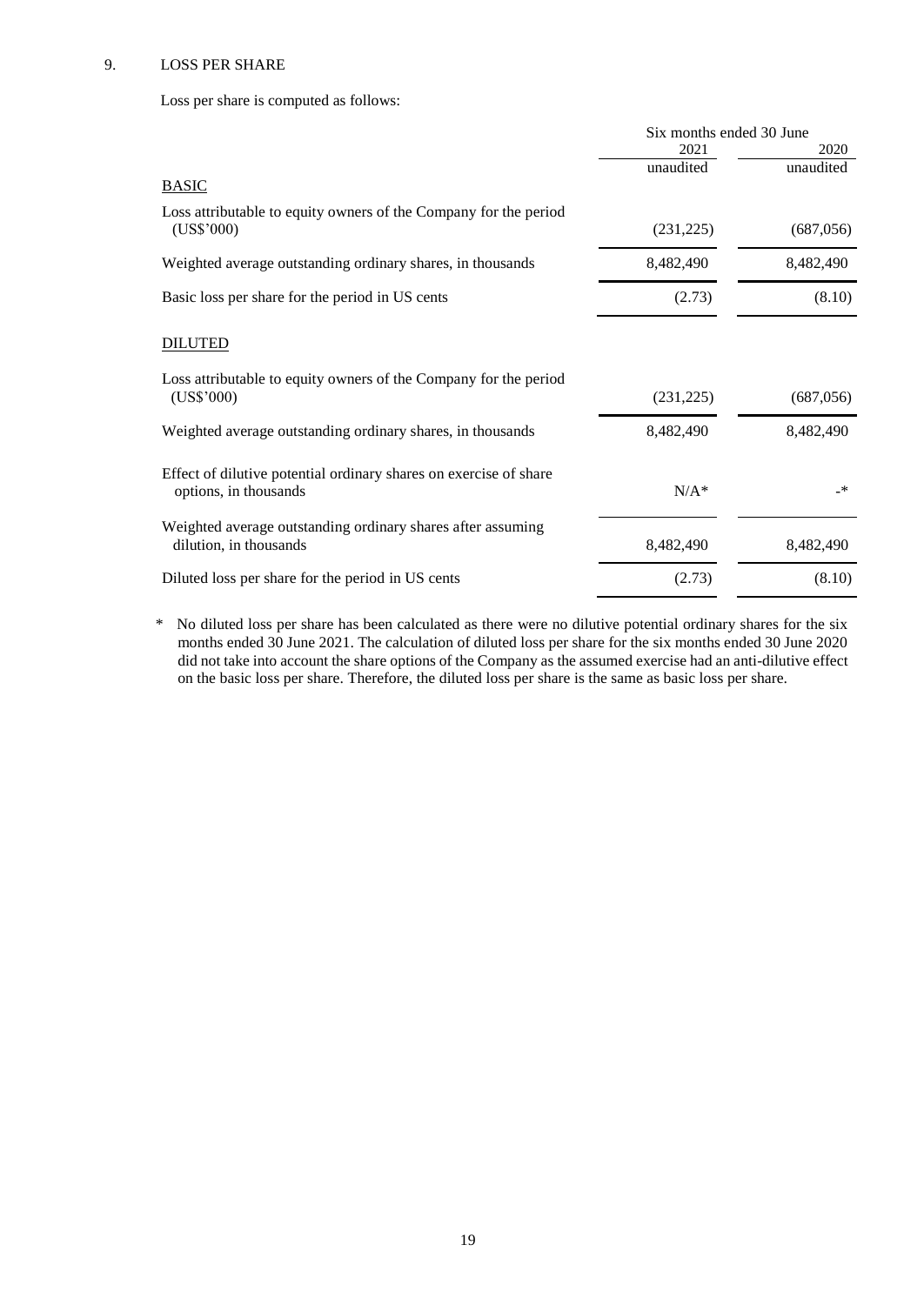## 9. LOSS PER SHARE

Loss per share is computed as follows:

| | Six months ended 30 June | |
|---|---|---|
| | 2021 | 2020 |
| | unaudited | unaudited |
| BASIC | | |
| Loss attributable to equity owners of the Company for the period (US$'000) | (231,225) | (687,056) |
| Weighted average outstanding ordinary shares, in thousands | 8,482,490 | 8,482,490 |
| Basic loss per share for the period in US cents | (2.73) | (8.10) |
| DILUTED | | |
| Loss attributable to equity owners of the Company for the period (US$'000) | (231,225) | (687,056) |
| Weighted average outstanding ordinary shares, in thousands | 8,482,490 | 8,482,490 |
| Effect of dilutive potential ordinary shares on exercise of share options, in thousands | N/A* | -* |
| Weighted average outstanding ordinary shares after assuming dilution, in thousands | 8,482,490 | 8,482,490 |
| Diluted loss per share for the period in US cents | (2.73) | (8.10) |

\* No diluted loss per share has been calculated as there were no dilutive potential ordinary shares for the six months ended 30 June 2021. The calculation of diluted loss per share for the six months ended 30 June 2020 did not take into account the share options of the Company as the assumed exercise had an anti-dilutive effect on the basic loss per share. Therefore, the diluted loss per share is the same as basic loss per share.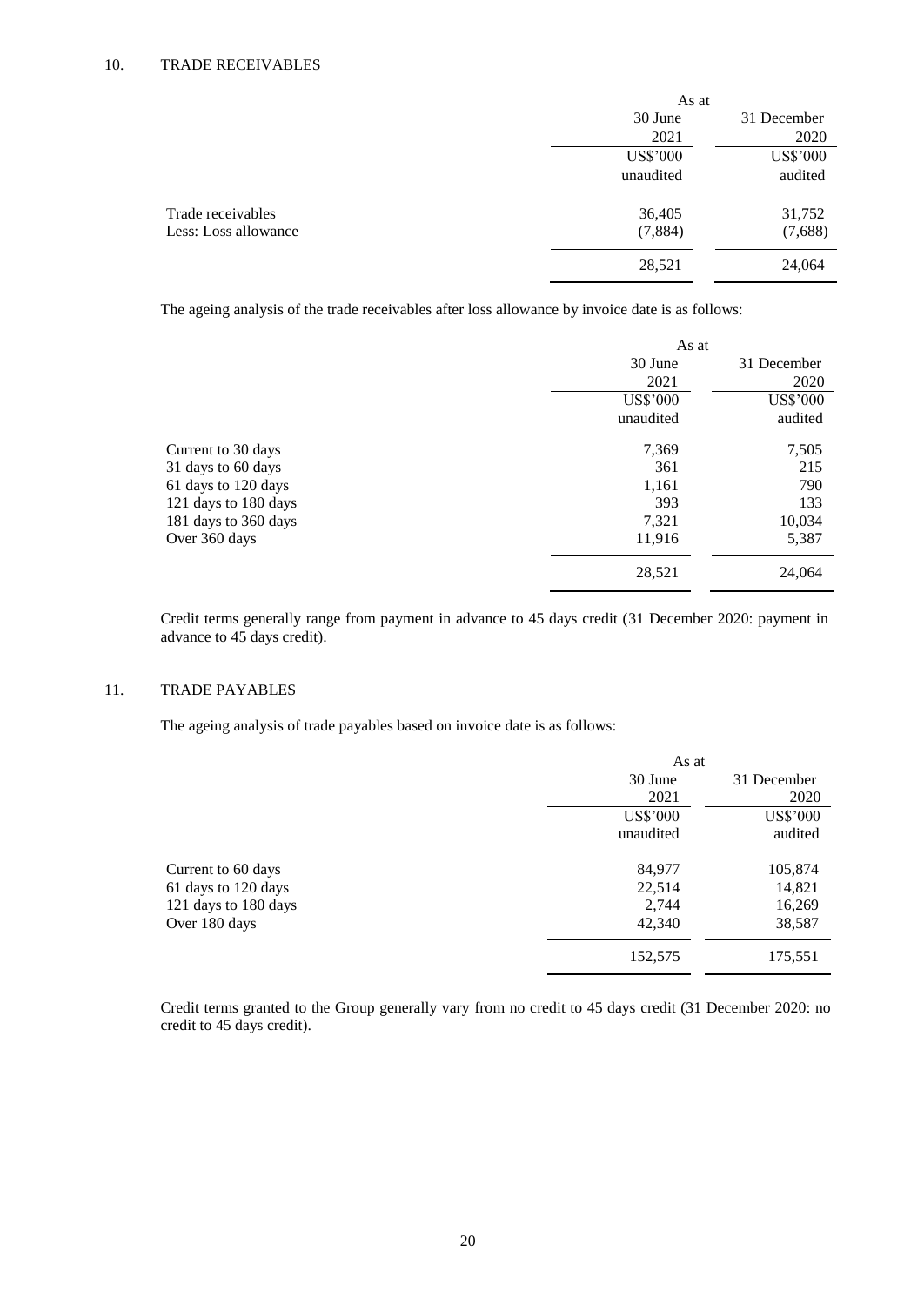## 10. TRADE RECEIVABLES

| | As at | |
|---|---|---|
| | 30 June 2021 | 31 December 2020 |
| | US$'000 | US$'000 |
| | unaudited | audited |
| Trade receivables | 36,405 | 31,752 |
| Less: Loss allowance | (7,884) | (7,688) |
| | 28,521 | 24,064 |

The ageing analysis of the trade receivables after loss allowance by invoice date is as follows:

| | As at | |
|---|---|---|
| | 30 June 2021 | 31 December 2020 |
| | US$'000 | US$'000 |
| | unaudited | audited |
| Current to 30 days | 7,369 | 7,505 |
| 31 days to 60 days | 361 | 215 |
| 61 days to 120 days | 1,161 | 790 |
| 121 days to 180 days | 393 | 133 |
| 181 days to 360 days | 7,321 | 10,034 |
| Over 360 days | 11,916 | 5,387 |
| | 28,521 | 24,064 |

Credit terms generally range from payment in advance to 45 days credit (31 December 2020: payment in advance to 45 days credit).

## 11. TRADE PAYABLES

The ageing analysis of trade payables based on invoice date is as follows:

| | As at | |
|---|---|---|
| | 30 June 2021 | 31 December 2020 |
| | US$'000 | US$'000 |
| | unaudited | audited |
| Current to 60 days | 84,977 | 105,874 |
| 61 days to 120 days | 22,514 | 14,821 |
| 121 days to 180 days | 2,744 | 16,269 |
| Over 180 days | 42,340 | 38,587 |
| | 152,575 | 175,551 |

Credit terms granted to the Group generally vary from no credit to 45 days credit (31 December 2020: no credit to 45 days credit).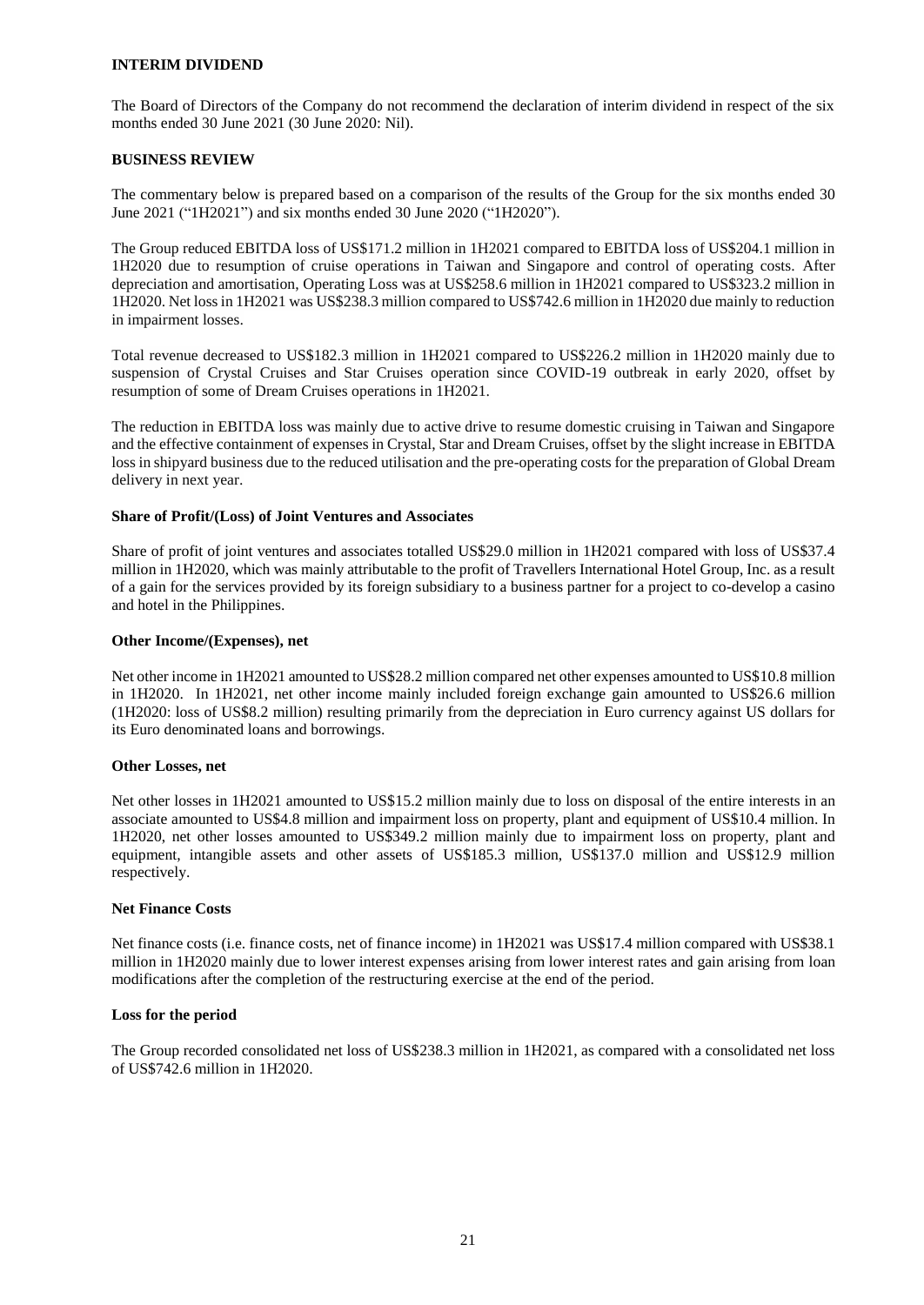## INTERIM DIVIDEND

The Board of Directors of the Company do not recommend the declaration of interim dividend in respect of the six months ended 30 June 2021 (30 June 2020: Nil).

## BUSINESS REVIEW

The commentary below is prepared based on a comparison of the results of the Group for the six months ended 30 June 2021 ("1H2021") and six months ended 30 June 2020 ("1H2020").

The Group reduced EBITDA loss of US$171.2 million in 1H2021 compared to EBITDA loss of US$204.1 million in 1H2020 due to resumption of cruise operations in Taiwan and Singapore and control of operating costs. After depreciation and amortisation, Operating Loss was at US$258.6 million in 1H2021 compared to US$323.2 million in 1H2020. Net loss in 1H2021 was US$238.3 million compared to US$742.6 million in 1H2020 due mainly to reduction in impairment losses.

Total revenue decreased to US$182.3 million in 1H2021 compared to US$226.2 million in 1H2020 mainly due to suspension of Crystal Cruises and Star Cruises operation since COVID-19 outbreak in early 2020, offset by resumption of some of Dream Cruises operations in 1H2021.

The reduction in EBITDA loss was mainly due to active drive to resume domestic cruising in Taiwan and Singapore and the effective containment of expenses in Crystal, Star and Dream Cruises, offset by the slight increase in EBITDA loss in shipyard business due to the reduced utilisation and the pre-operating costs for the preparation of Global Dream delivery in next year.

### Share of Profit/(Loss) of Joint Ventures and Associates

Share of profit of joint ventures and associates totalled US$29.0 million in 1H2021 compared with loss of US$37.4 million in 1H2020, which was mainly attributable to the profit of Travellers International Hotel Group, Inc. as a result of a gain for the services provided by its foreign subsidiary to a business partner for a project to co-develop a casino and hotel in the Philippines.

### Other Income/(Expenses), net

Net other income in 1H2021 amounted to US$28.2 million compared net other expenses amounted to US$10.8 million in 1H2020. In 1H2021, net other income mainly included foreign exchange gain amounted to US$26.6 million (1H2020: loss of US$8.2 million) resulting primarily from the depreciation in Euro currency against US dollars for its Euro denominated loans and borrowings.

### Other Losses, net

Net other losses in 1H2021 amounted to US$15.2 million mainly due to loss on disposal of the entire interests in an associate amounted to US$4.8 million and impairment loss on property, plant and equipment of US$10.4 million. In 1H2020, net other losses amounted to US$349.2 million mainly due to impairment loss on property, plant and equipment, intangible assets and other assets of US$185.3 million, US$137.0 million and US$12.9 million respectively.

### Net Finance Costs

Net finance costs (i.e. finance costs, net of finance income) in 1H2021 was US$17.4 million compared with US$38.1 million in 1H2020 mainly due to lower interest expenses arising from lower interest rates and gain arising from loan modifications after the completion of the restructuring exercise at the end of the period.

### Loss for the period

The Group recorded consolidated net loss of US$238.3 million in 1H2021, as compared with a consolidated net loss of US$742.6 million in 1H2020.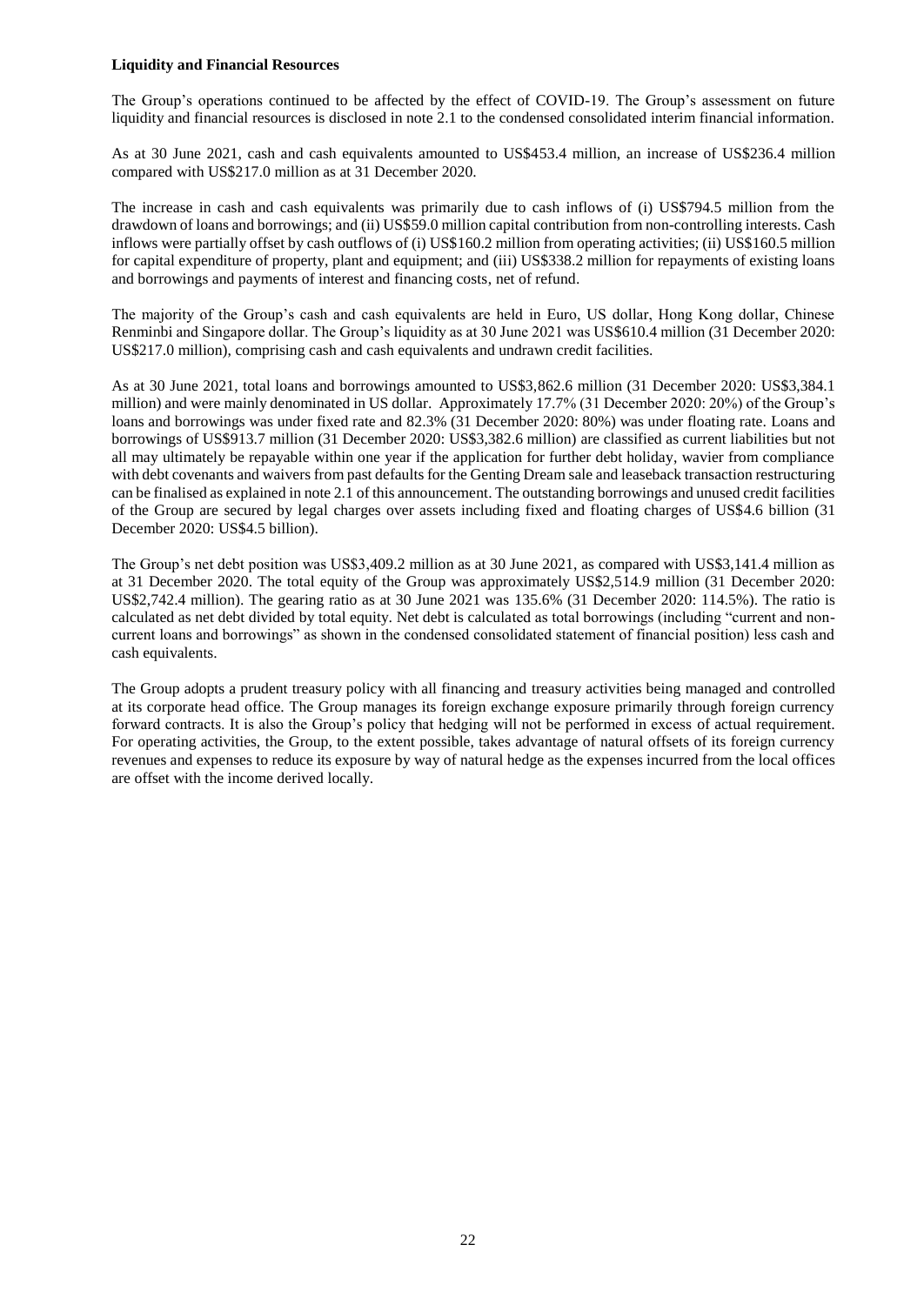**Liquidity and Financial Resources**

The Group's operations continued to be affected by the effect of COVID-19. The Group's assessment on future liquidity and financial resources is disclosed in note 2.1 to the condensed consolidated interim financial information.

As at 30 June 2021, cash and cash equivalents amounted to US$453.4 million, an increase of US$236.4 million compared with US$217.0 million as at 31 December 2020.

The increase in cash and cash equivalents was primarily due to cash inflows of (i) US$794.5 million from the drawdown of loans and borrowings; and (ii) US$59.0 million capital contribution from non-controlling interests. Cash inflows were partially offset by cash outflows of (i) US$160.2 million from operating activities; (ii) US$160.5 million for capital expenditure of property, plant and equipment; and (iii) US$338.2 million for repayments of existing loans and borrowings and payments of interest and financing costs, net of refund.

The majority of the Group's cash and cash equivalents are held in Euro, US dollar, Hong Kong dollar, Chinese Renminbi and Singapore dollar. The Group's liquidity as at 30 June 2021 was US$610.4 million (31 December 2020: US$217.0 million), comprising cash and cash equivalents and undrawn credit facilities.

As at 30 June 2021, total loans and borrowings amounted to US$3,862.6 million (31 December 2020: US$3,384.1 million) and were mainly denominated in US dollar. Approximately 17.7% (31 December 2020: 20%) of the Group's loans and borrowings was under fixed rate and 82.3% (31 December 2020: 80%) was under floating rate. Loans and borrowings of US$913.7 million (31 December 2020: US$3,382.6 million) are classified as current liabilities but not all may ultimately be repayable within one year if the application for further debt holiday, wavier from compliance with debt covenants and waivers from past defaults for the Genting Dream sale and leaseback transaction restructuring can be finalised as explained in note 2.1 of this announcement. The outstanding borrowings and unused credit facilities of the Group are secured by legal charges over assets including fixed and floating charges of US$4.6 billion (31 December 2020: US$4.5 billion).

The Group's net debt position was US$3,409.2 million as at 30 June 2021, as compared with US$3,141.4 million as at 31 December 2020. The total equity of the Group was approximately US$2,514.9 million (31 December 2020: US$2,742.4 million). The gearing ratio as at 30 June 2021 was 135.6% (31 December 2020: 114.5%). The ratio is calculated as net debt divided by total equity. Net debt is calculated as total borrowings (including "current and non-current loans and borrowings" as shown in the condensed consolidated statement of financial position) less cash and cash equivalents.

The Group adopts a prudent treasury policy with all financing and treasury activities being managed and controlled at its corporate head office. The Group manages its foreign exchange exposure primarily through foreign currency forward contracts. It is also the Group's policy that hedging will not be performed in excess of actual requirement. For operating activities, the Group, to the extent possible, takes advantage of natural offsets of its foreign currency revenues and expenses to reduce its exposure by way of natural hedge as the expenses incurred from the local offices are offset with the income derived locally.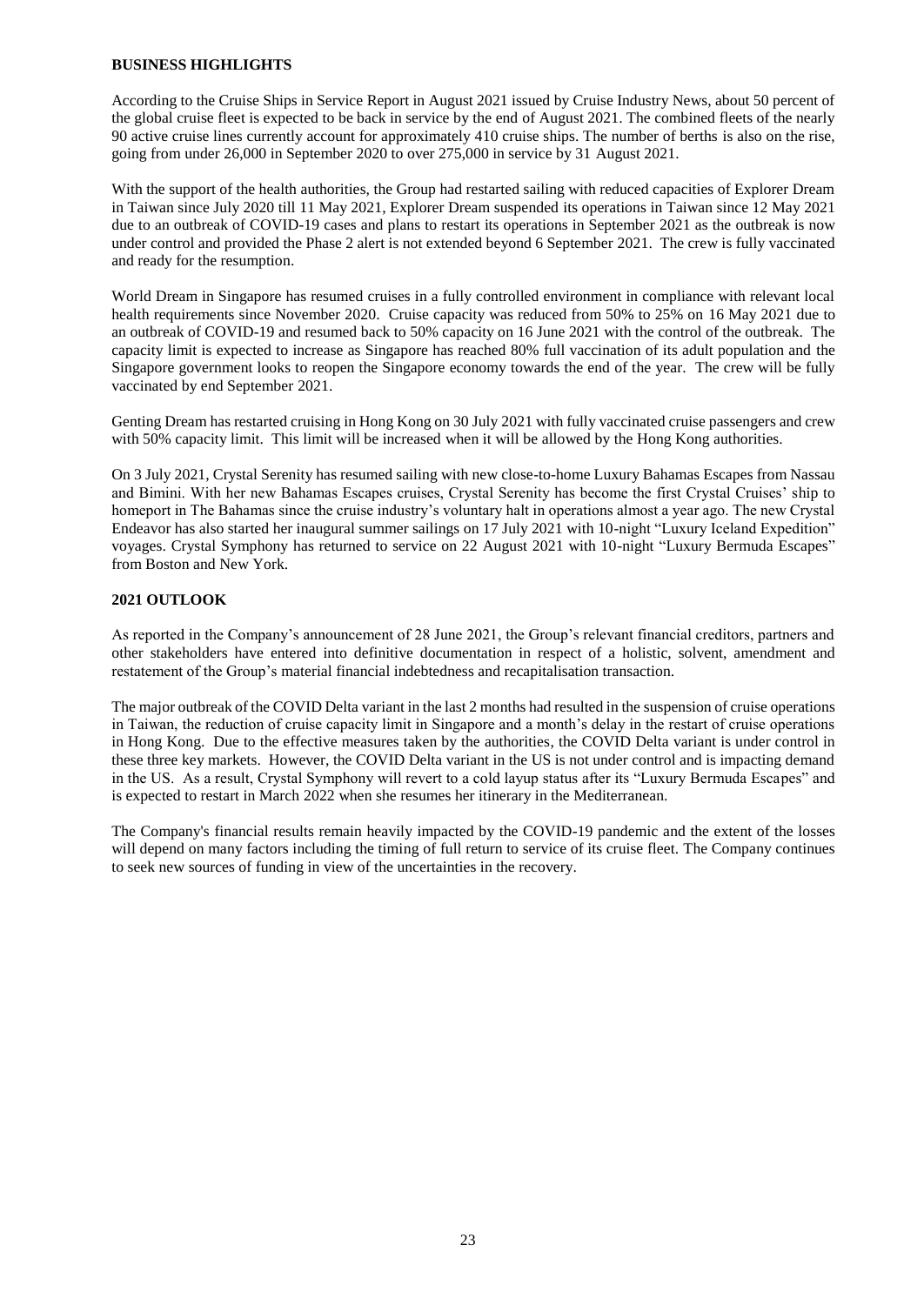## BUSINESS HIGHLIGHTS

According to the Cruise Ships in Service Report in August 2021 issued by Cruise Industry News, about 50 percent of the global cruise fleet is expected to be back in service by the end of August 2021. The combined fleets of the nearly 90 active cruise lines currently account for approximately 410 cruise ships. The number of berths is also on the rise, going from under 26,000 in September 2020 to over 275,000 in service by 31 August 2021.

With the support of the health authorities, the Group had restarted sailing with reduced capacities of Explorer Dream in Taiwan since July 2020 till 11 May 2021, Explorer Dream suspended its operations in Taiwan since 12 May 2021 due to an outbreak of COVID-19 cases and plans to restart its operations in September 2021 as the outbreak is now under control and provided the Phase 2 alert is not extended beyond 6 September 2021. The crew is fully vaccinated and ready for the resumption.

World Dream in Singapore has resumed cruises in a fully controlled environment in compliance with relevant local health requirements since November 2020. Cruise capacity was reduced from 50% to 25% on 16 May 2021 due to an outbreak of COVID-19 and resumed back to 50% capacity on 16 June 2021 with the control of the outbreak. The capacity limit is expected to increase as Singapore has reached 80% full vaccination of its adult population and the Singapore government looks to reopen the Singapore economy towards the end of the year. The crew will be fully vaccinated by end September 2021.

Genting Dream has restarted cruising in Hong Kong on 30 July 2021 with fully vaccinated cruise passengers and crew with 50% capacity limit. This limit will be increased when it will be allowed by the Hong Kong authorities.

On 3 July 2021, Crystal Serenity has resumed sailing with new close-to-home Luxury Bahamas Escapes from Nassau and Bimini. With her new Bahamas Escapes cruises, Crystal Serenity has become the first Crystal Cruises' ship to homeport in The Bahamas since the cruise industry's voluntary halt in operations almost a year ago. The new Crystal Endeavor has also started her inaugural summer sailings on 17 July 2021 with 10-night "Luxury Iceland Expedition" voyages. Crystal Symphony has returned to service on 22 August 2021 with 10-night "Luxury Bermuda Escapes" from Boston and New York.

## 2021 OUTLOOK

As reported in the Company's announcement of 28 June 2021, the Group's relevant financial creditors, partners and other stakeholders have entered into definitive documentation in respect of a holistic, solvent, amendment and restatement of the Group's material financial indebtedness and recapitalisation transaction.

The major outbreak of the COVID Delta variant in the last 2 months had resulted in the suspension of cruise operations in Taiwan, the reduction of cruise capacity limit in Singapore and a month's delay in the restart of cruise operations in Hong Kong. Due to the effective measures taken by the authorities, the COVID Delta variant is under control in these three key markets. However, the COVID Delta variant in the US is not under control and is impacting demand in the US. As a result, Crystal Symphony will revert to a cold layup status after its "Luxury Bermuda Escapes" and is expected to restart in March 2022 when she resumes her itinerary in the Mediterranean.

The Company's financial results remain heavily impacted by the COVID-19 pandemic and the extent of the losses will depend on many factors including the timing of full return to service of its cruise fleet. The Company continues to seek new sources of funding in view of the uncertainties in the recovery.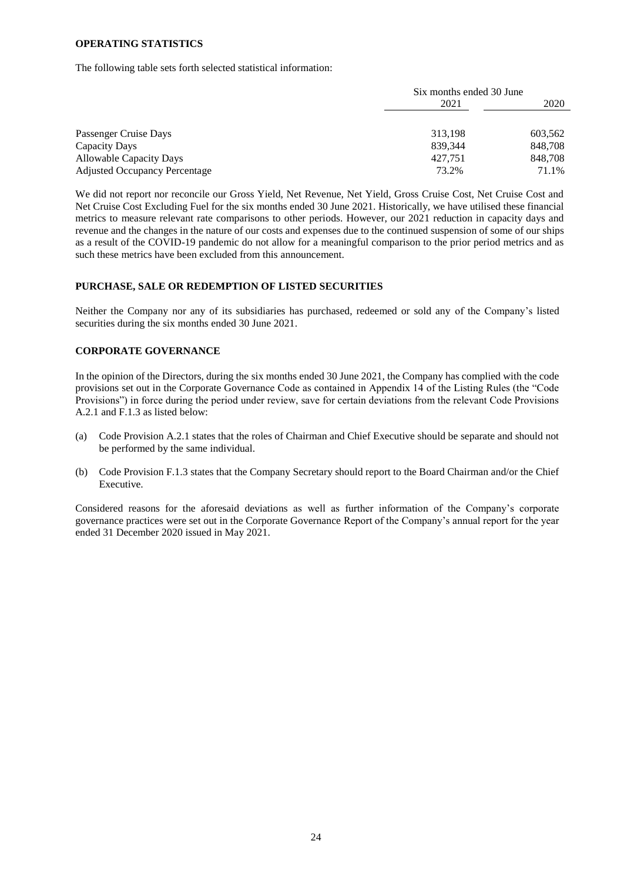## OPERATING STATISTICS

The following table sets forth selected statistical information:

| | Six months ended 30 June | |
|---|---|---|
| | 2021 | 2020 |
| Passenger Cruise Days | 313,198 | 603,562 |
| Capacity Days | 839,344 | 848,708 |
| Allowable Capacity Days | 427,751 | 848,708 |
| Adjusted Occupancy Percentage | 73.2% | 71.1% |

We did not report nor reconcile our Gross Yield, Net Revenue, Net Yield, Gross Cruise Cost, Net Cruise Cost and Net Cruise Cost Excluding Fuel for the six months ended 30 June 2021. Historically, we have utilised these financial metrics to measure relevant rate comparisons to other periods. However, our 2021 reduction in capacity days and revenue and the changes in the nature of our costs and expenses due to the continued suspension of some of our ships as a result of the COVID-19 pandemic do not allow for a meaningful comparison to the prior period metrics and as such these metrics have been excluded from this announcement.

## PURCHASE, SALE OR REDEMPTION OF LISTED SECURITIES

Neither the Company nor any of its subsidiaries has purchased, redeemed or sold any of the Company's listed securities during the six months ended 30 June 2021.

## CORPORATE GOVERNANCE

In the opinion of the Directors, during the six months ended 30 June 2021, the Company has complied with the code provisions set out in the Corporate Governance Code as contained in Appendix 14 of the Listing Rules (the "Code Provisions") in force during the period under review, save for certain deviations from the relevant Code Provisions A.2.1 and F.1.3 as listed below:

(a) Code Provision A.2.1 states that the roles of Chairman and Chief Executive should be separate and should not be performed by the same individual.

(b) Code Provision F.1.3 states that the Company Secretary should report to the Board Chairman and/or the Chief Executive.

Considered reasons for the aforesaid deviations as well as further information of the Company's corporate governance practices were set out in the Corporate Governance Report of the Company's annual report for the year ended 31 December 2020 issued in May 2021.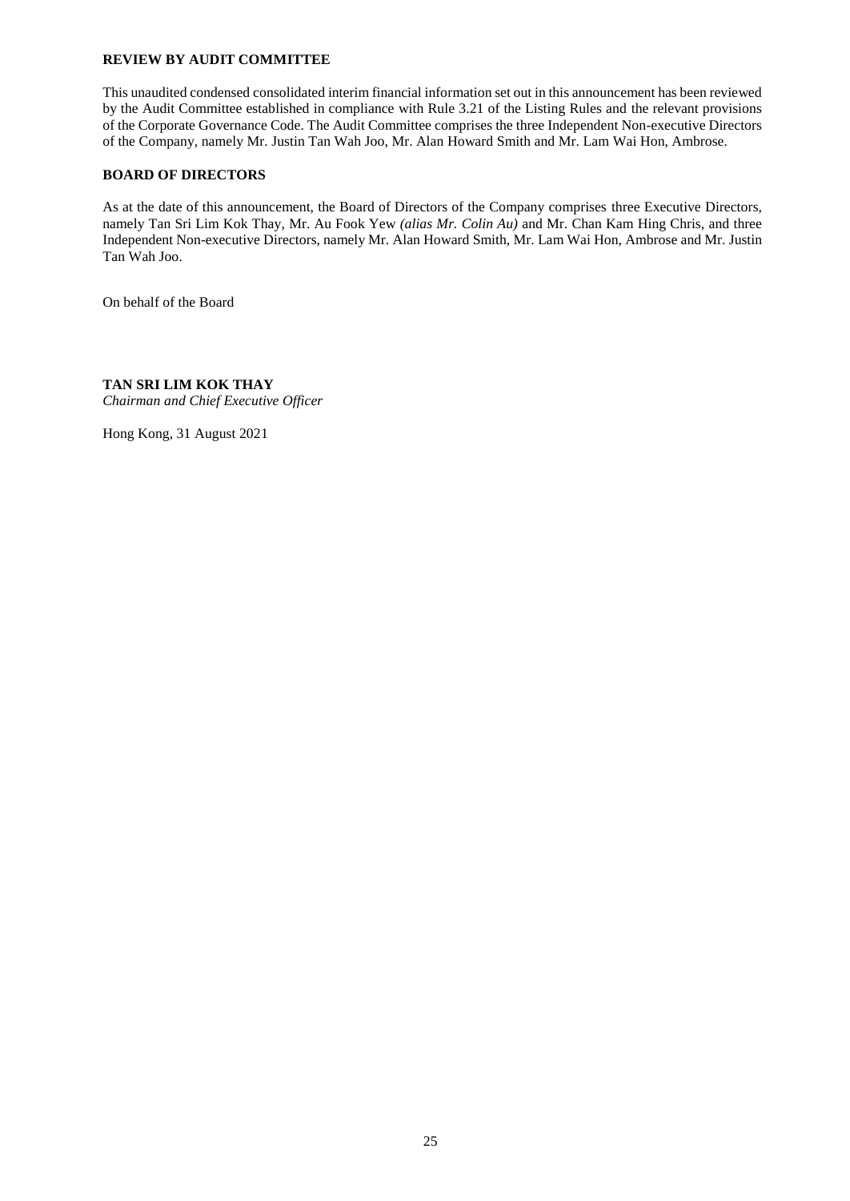**REVIEW BY AUDIT COMMITTEE**

This unaudited condensed consolidated interim financial information set out in this announcement has been reviewed by the Audit Committee established in compliance with Rule 3.21 of the Listing Rules and the relevant provisions of the Corporate Governance Code. The Audit Committee comprises the three Independent Non-executive Directors of the Company, namely Mr. Justin Tan Wah Joo, Mr. Alan Howard Smith and Mr. Lam Wai Hon, Ambrose.

**BOARD OF DIRECTORS**

As at the date of this announcement, the Board of Directors of the Company comprises three Executive Directors, namely Tan Sri Lim Kok Thay, Mr. Au Fook Yew *(alias Mr. Colin Au)* and Mr. Chan Kam Hing Chris, and three Independent Non-executive Directors, namely Mr. Alan Howard Smith, Mr. Lam Wai Hon, Ambrose and Mr. Justin Tan Wah Joo.

On behalf of the Board

**TAN SRI LIM KOK THAY**
*Chairman and Chief Executive Officer*

Hong Kong, 31 August 2021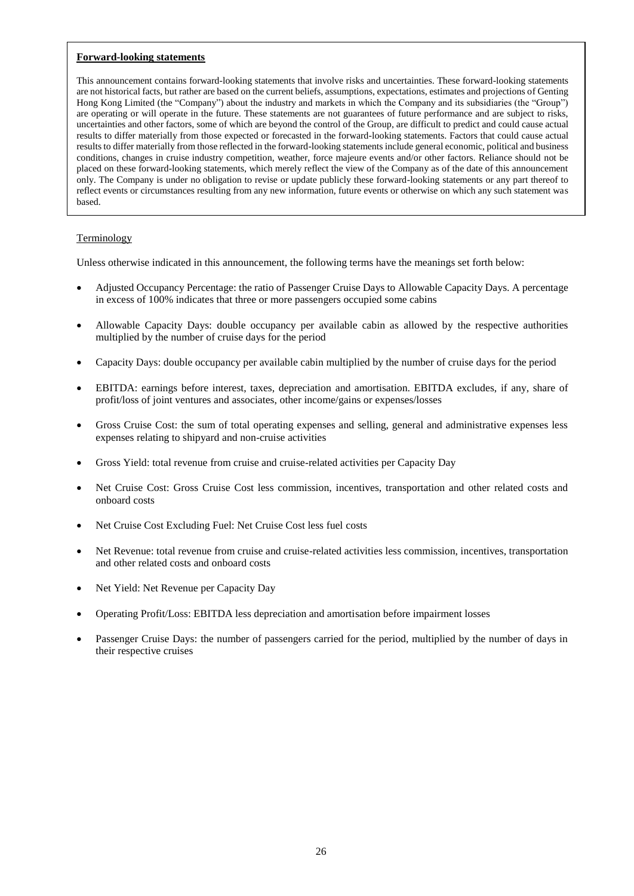**Forward-looking statements**

This announcement contains forward-looking statements that involve risks and uncertainties. These forward-looking statements are not historical facts, but rather are based on the current beliefs, assumptions, expectations, estimates and projections of Genting Hong Kong Limited (the "Company") about the industry and markets in which the Company and its subsidiaries (the "Group") are operating or will operate in the future. These statements are not guarantees of future performance and are subject to risks, uncertainties and other factors, some of which are beyond the control of the Group, are difficult to predict and could cause actual results to differ materially from those expected or forecasted in the forward-looking statements. Factors that could cause actual results to differ materially from those reflected in the forward-looking statements include general economic, political and business conditions, changes in cruise industry competition, weather, force majeure events and/or other factors. Reliance should not be placed on these forward-looking statements, which merely reflect the view of the Company as of the date of this announcement only. The Company is under no obligation to revise or update publicly these forward-looking statements or any part thereof to reflect events or circumstances resulting from any new information, future events or otherwise on which any such statement was based.

Terminology

Unless otherwise indicated in this announcement, the following terms have the meanings set forth below:

- Adjusted Occupancy Percentage: the ratio of Passenger Cruise Days to Allowable Capacity Days. A percentage in excess of 100% indicates that three or more passengers occupied some cabins
- Allowable Capacity Days: double occupancy per available cabin as allowed by the respective authorities multiplied by the number of cruise days for the period
- Capacity Days: double occupancy per available cabin multiplied by the number of cruise days for the period
- EBITDA: earnings before interest, taxes, depreciation and amortisation. EBITDA excludes, if any, share of profit/loss of joint ventures and associates, other income/gains or expenses/losses
- Gross Cruise Cost: the sum of total operating expenses and selling, general and administrative expenses less expenses relating to shipyard and non-cruise activities
- Gross Yield: total revenue from cruise and cruise-related activities per Capacity Day
- Net Cruise Cost: Gross Cruise Cost less commission, incentives, transportation and other related costs and onboard costs
- Net Cruise Cost Excluding Fuel: Net Cruise Cost less fuel costs
- Net Revenue: total revenue from cruise and cruise-related activities less commission, incentives, transportation and other related costs and onboard costs
- Net Yield: Net Revenue per Capacity Day
- Operating Profit/Loss: EBITDA less depreciation and amortisation before impairment losses
- Passenger Cruise Days: the number of passengers carried for the period, multiplied by the number of days in their respective cruises